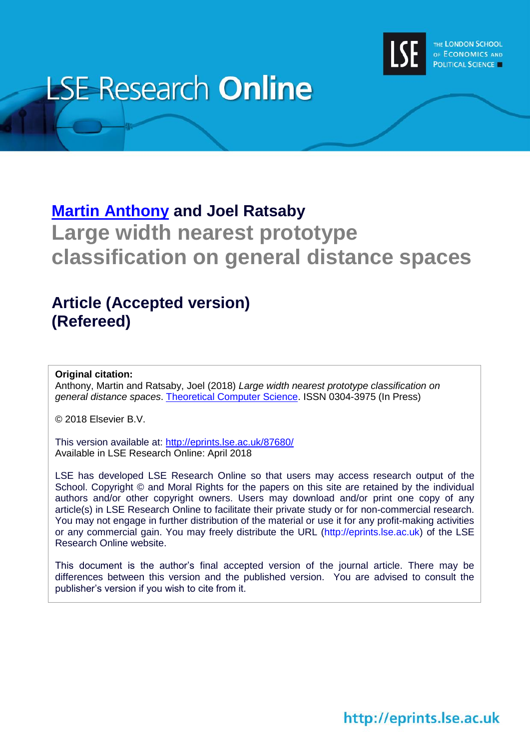LSE Research **Online**

THE LONDON SCHOOL OF ECONOMICS AND POLITICAL SCIENCE

## [Martin Anthony](#) and Joel Ratsaby

# Large width nearest prototype classification on general distance spaces

## Article (Accepted version) (Refereed)

**Original citation:**
Anthony, Martin and Ratsaby, Joel (2018) *Large width nearest prototype classification on general distance spaces*. [Theoretical Computer Science](#). ISSN 0304-3975 (In Press)

© 2018 Elsevier B.V.

This version available at: [http://eprints.lse.ac.uk/87680/](http://eprints.lse.ac.uk/87680/)
Available in LSE Research Online: April 2018

LSE has developed LSE Research Online so that users may access research output of the School. Copyright © and Moral Rights for the papers on this site are retained by the individual authors and/or other copyright owners. Users may download and/or print one copy of any article(s) in LSE Research Online to facilitate their private study or for non-commercial research. You may not engage in further distribution of the material or use it for any profit-making activities or any commercial gain. You may freely distribute the URL (http://eprints.lse.ac.uk) of the LSE Research Online website.

This document is the author's final accepted version of the journal article. There may be differences between this version and the published version. You are advised to consult the publisher's version if you wish to cite from it.

http://eprints.lse.ac.uk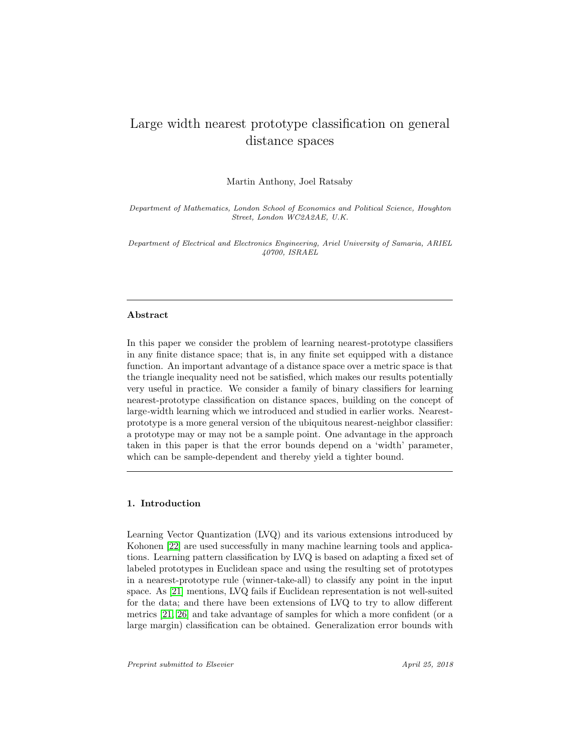# Large width nearest prototype classification on general distance spaces

Martin Anthony, Joel Ratsaby

*Department of Mathematics, London School of Economics and Political Science, Houghton Street, London WC2A2AE, U.K.*

*Department of Electrical and Electronics Engineering, Ariel University of Samaria, ARIEL 40700, ISRAEL*

---

## Abstract

In this paper we consider the problem of learning nearest-prototype classifiers in any finite distance space; that is, in any finite set equipped with a distance function. An important advantage of a distance space over a metric space is that the triangle inequality need not be satisfied, which makes our results potentially very useful in practice. We consider a family of binary classifiers for learning nearest-prototype classification on distance spaces, building on the concept of large-width learning which we introduced and studied in earlier works. Nearest-prototype is a more general version of the ubiquitous nearest-neighbor classifier: a prototype may or may not be a sample point. One advantage in the approach taken in this paper is that the error bounds depend on a 'width' parameter, which can be sample-dependent and thereby yield a tighter bound.

---

## 1. Introduction

Learning Vector Quantization (LVQ) and its various extensions introduced by Kohonen [22] are used successfully in many machine learning tools and applications. Learning pattern classification by LVQ is based on adapting a fixed set of labeled prototypes in Euclidean space and using the resulting set of prototypes in a nearest-prototype rule (winner-take-all) to classify any point in the input space. As [21] mentions, LVQ fails if Euclidean representation is not well-suited for the data; and there have been extensions of LVQ to try to allow different metrics [21, 26] and take advantage of samples for which a more confident (or a large margin) classification can be obtained. Generalization error bounds with

*Preprint submitted to Elsevier* April 25, 2018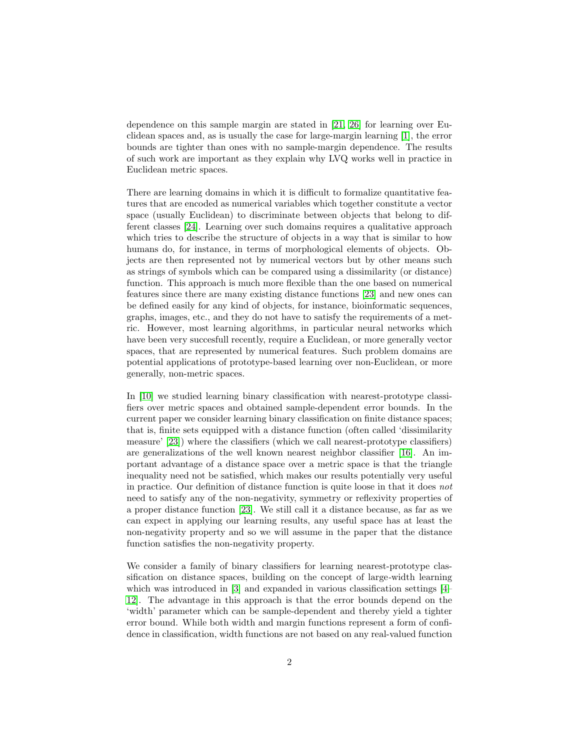dependence on this sample margin are stated in [21, 26] for learning over Euclidean spaces and, as is usually the case for large-margin learning [1], the error bounds are tighter than ones with no sample-margin dependence. The results of such work are important as they explain why LVQ works well in practice in Euclidean metric spaces.

There are learning domains in which it is difficult to formalize quantitative features that are encoded as numerical variables which together constitute a vector space (usually Euclidean) to discriminate between objects that belong to different classes [24]. Learning over such domains requires a qualitative approach which tries to describe the structure of objects in a way that is similar to how humans do, for instance, in terms of morphological elements of objects. Objects are then represented not by numerical vectors but by other means such as strings of symbols which can be compared using a dissimilarity (or distance) function. This approach is much more flexible than the one based on numerical features since there are many existing distance functions [23] and new ones can be defined easily for any kind of objects, for instance, bioinformatic sequences, graphs, images, etc., and they do not have to satisfy the requirements of a metric. However, most learning algorithms, in particular neural networks which have been very succesfull recently, require a Euclidean, or more generally vector spaces, that are represented by numerical features. Such problem domains are potential applications of prototype-based learning over non-Euclidean, or more generally, non-metric spaces.

In [10] we studied learning binary classification with nearest-prototype classifiers over metric spaces and obtained sample-dependent error bounds. In the current paper we consider learning binary classification on finite distance spaces; that is, finite sets equipped with a distance function (often called 'dissimilarity measure' [23]) where the classifiers (which we call nearest-prototype classifiers) are generalizations of the well known nearest neighbor classifier [16]. An important advantage of a distance space over a metric space is that the triangle inequality need not be satisfied, which makes our results potentially very useful in practice. Our definition of distance function is quite loose in that it does *not* need to satisfy any of the non-negativity, symmetry or reflexivity properties of a proper distance function [23]. We still call it a distance because, as far as we can expect in applying our learning results, any useful space has at least the non-negativity property and so we will assume in the paper that the distance function satisfies the non-negativity property.

We consider a family of binary classifiers for learning nearest-prototype classification on distance spaces, building on the concept of large-width learning which was introduced in [3] and expanded in various classification settings [4–12]. The advantage in this approach is that the error bounds depend on the 'width' parameter which can be sample-dependent and thereby yield a tighter error bound. While both width and margin functions represent a form of confidence in classification, width functions are not based on any real-valued function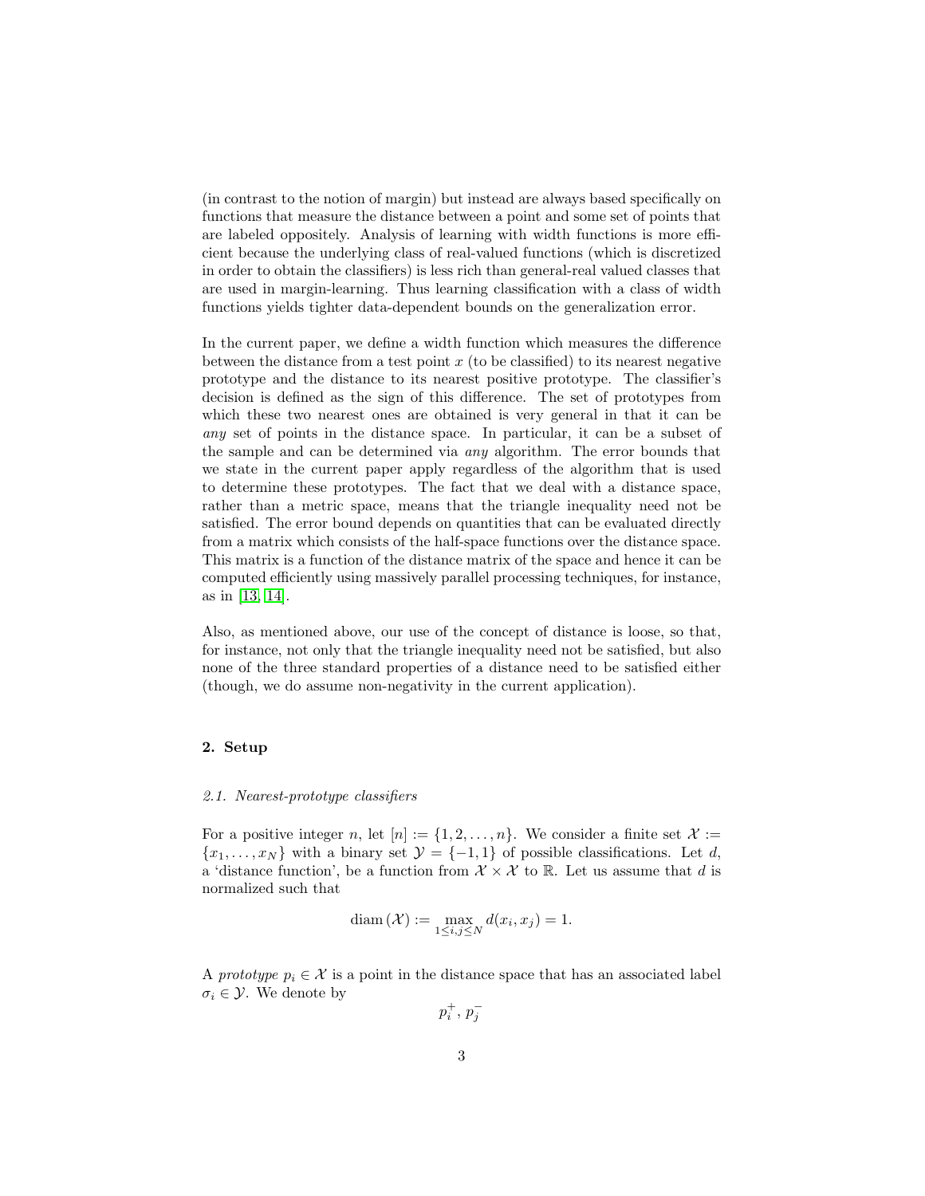(in contrast to the notion of margin) but instead are always based specifically on functions that measure the distance between a point and some set of points that are labeled oppositely. Analysis of learning with width functions is more efficient because the underlying class of real-valued functions (which is discretized in order to obtain the classifiers) is less rich than general-real valued classes that are used in margin-learning. Thus learning classification with a class of width functions yields tighter data-dependent bounds on the generalization error.

In the current paper, we define a width function which measures the difference between the distance from a test point $x$ (to be classified) to its nearest negative prototype and the distance to its nearest positive prototype. The classifier's decision is defined as the sign of this difference. The set of prototypes from which these two nearest ones are obtained is very general in that it can be *any* set of points in the distance space. In particular, it can be a subset of the sample and can be determined via *any* algorithm. The error bounds that we state in the current paper apply regardless of the algorithm that is used to determine these prototypes. The fact that we deal with a distance space, rather than a metric space, means that the triangle inequality need not be satisfied. The error bound depends on quantities that can be evaluated directly from a matrix which consists of the half-space functions over the distance space. This matrix is a function of the distance matrix of the space and hence it can be computed efficiently using massively parallel processing techniques, for instance, as in [13, 14].

Also, as mentioned above, our use of the concept of distance is loose, so that, for instance, not only that the triangle inequality need not be satisfied, but also none of the three standard properties of a distance need to be satisfied either (though, we do assume non-negativity in the current application).

## 2. Setup

### *2.1. Nearest-prototype classifiers*

For a positive integer $n$, let $[n] := \{1, 2, \ldots, n\}$. We consider a finite set $\mathcal{X} := \{x_1, \ldots, x_N\}$ with a binary set $\mathcal{Y} = \{-1, 1\}$ of possible classifications. Let $d$, a 'distance function', be a function from $\mathcal{X} \times \mathcal{X}$ to $\mathbb{R}$. Let us assume that $d$ is normalized such that

$$\operatorname{diam}(\mathcal{X}) := \max_{1 \leq i,j \leq N} d(x_i, x_j) = 1.$$

A *prototype* $p_i \in \mathcal{X}$ is a point in the distance space that has an associated label $\sigma_i \in \mathcal{Y}$. We denote by

$$p_i^+, \, p_j^-$$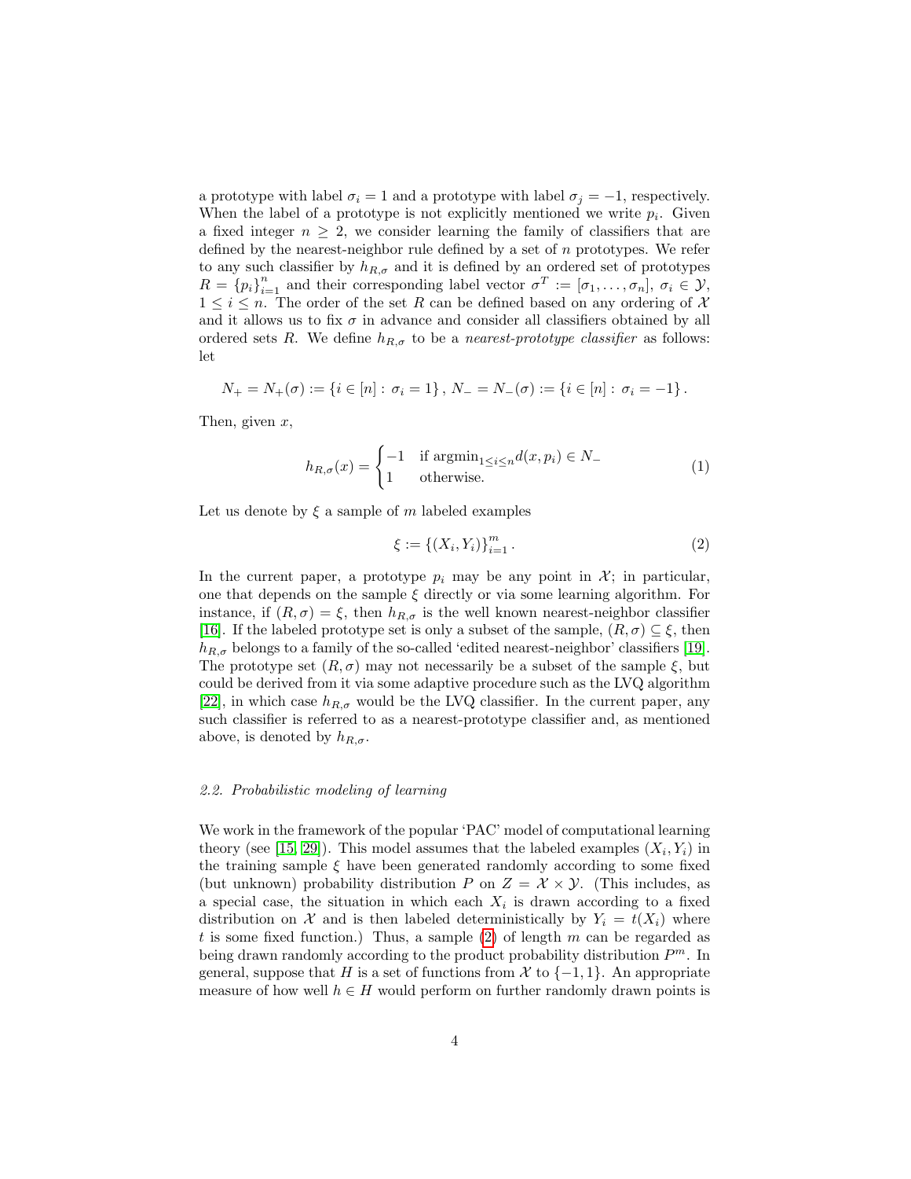a prototype with label $\sigma_i = 1$ and a prototype with label $\sigma_j = -1$, respectively. When the label of a prototype is not explicitly mentioned we write $p_i$. Given a fixed integer $n \geq 2$, we consider learning the family of classifiers that are defined by the nearest-neighbor rule defined by a set of $n$ prototypes. We refer to any such classifier by $h_{R,\sigma}$ and it is defined by an ordered set of prototypes $R = \{p_i\}_{i=1}^n$ and their corresponding label vector $\sigma^T := [\sigma_1, \ldots, \sigma_n]$, $\sigma_i \in \mathcal{Y}$, $1 \leq i \leq n$. The order of the set $R$ can be defined based on any ordering of $\mathcal{X}$ and it allows us to fix $\sigma$ in advance and consider all classifiers obtained by all ordered sets $R$. We define $h_{R,\sigma}$ to be a *nearest-prototype classifier* as follows: let

$$N_+ = N_+(\sigma) := \{i \in [n] : \sigma_i = 1\}, \; N_- = N_-(\sigma) := \{i \in [n] : \sigma_i = -1\}.$$

Then, given $x$,

$$h_{R,\sigma}(x) = \begin{cases} -1 & \text{if } \text{argmin}_{1 \leq i \leq n} d(x, p_i) \in N_- \\ 1 & \text{otherwise.} \end{cases} \tag{1}$$

Let us denote by $\xi$ a sample of $m$ labeled examples

$$\xi := \{(X_i, Y_i)\}_{i=1}^m. \tag{2}$$

In the current paper, a prototype $p_i$ may be any point in $\mathcal{X}$; in particular, one that depends on the sample $\xi$ directly or via some learning algorithm. For instance, if $(R, \sigma) = \xi$, then $h_{R,\sigma}$ is the well known nearest-neighbor classifier [16]. If the labeled prototype set is only a subset of the sample, $(R, \sigma) \subseteq \xi$, then $h_{R,\sigma}$ belongs to a family of the so-called 'edited nearest-neighbor' classifiers [19]. The prototype set $(R, \sigma)$ may not necessarily be a subset of the sample $\xi$, but could be derived from it via some adaptive procedure such as the LVQ algorithm [22], in which case $h_{R,\sigma}$ would be the LVQ classifier. In the current paper, any such classifier is referred to as a nearest-prototype classifier and, as mentioned above, is denoted by $h_{R,\sigma}$.

### *2.2. Probabilistic modeling of learning*

We work in the framework of the popular 'PAC' model of computational learning theory (see [15, 29]). This model assumes that the labeled examples $(X_i, Y_i)$ in the training sample $\xi$ have been generated randomly according to some fixed (but unknown) probability distribution $P$ on $Z = \mathcal{X} \times \mathcal{Y}$. (This includes, as a special case, the situation in which each $X_i$ is drawn according to a fixed distribution on $\mathcal{X}$ and is then labeled deterministically by $Y_i = t(X_i)$ where $t$ is some fixed function.) Thus, a sample (2) of length $m$ can be regarded as being drawn randomly according to the product probability distribution $P^m$. In general, suppose that $H$ is a set of functions from $\mathcal{X}$ to $\{-1, 1\}$. An appropriate measure of how well $h \in H$ would perform on further randomly drawn points is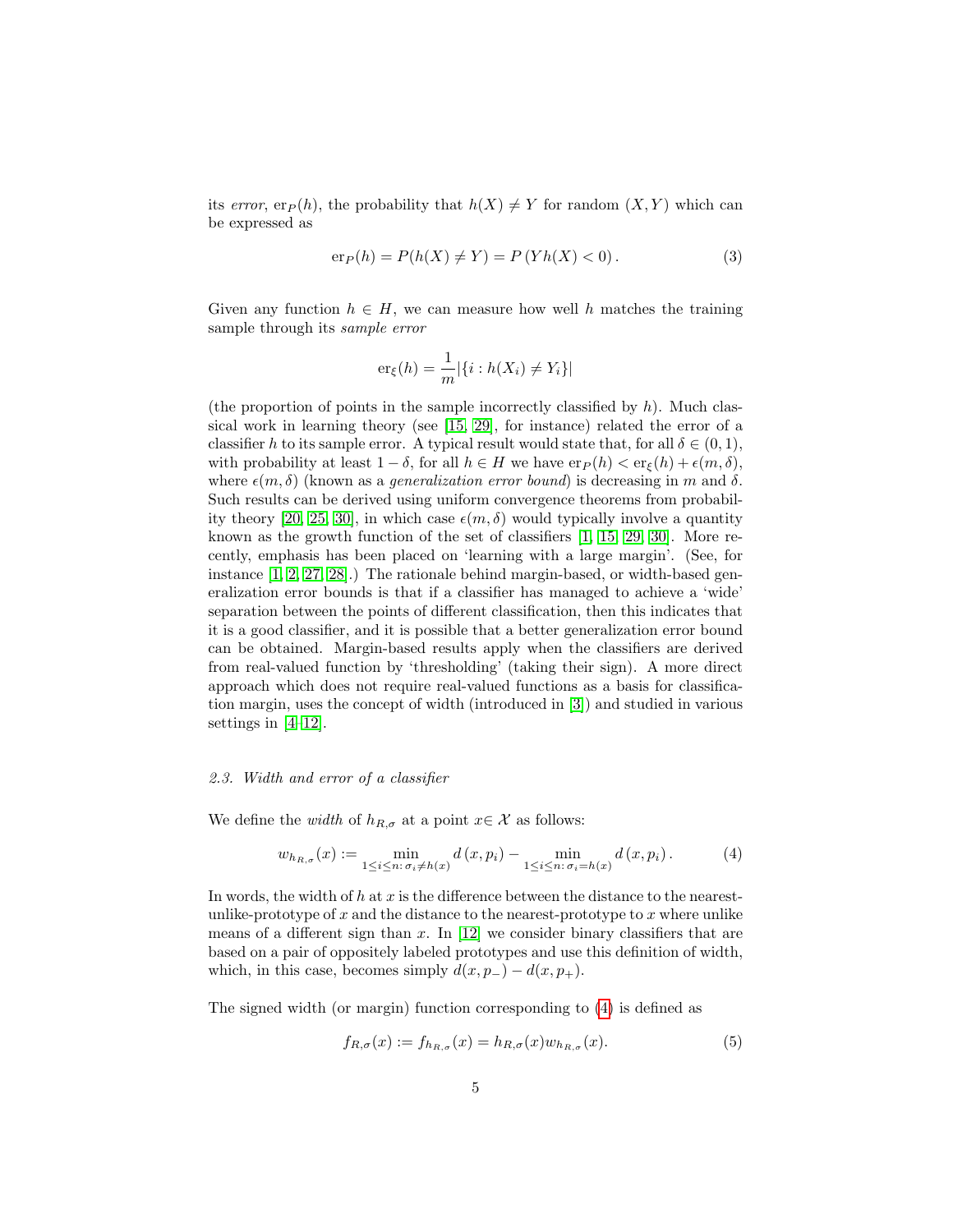its *error*, $\mathrm{er}_P(h)$, the probability that $h(X) \neq Y$ for random $(X, Y)$ which can be expressed as

$$\mathrm{er}_P(h) = P(h(X) \neq Y) = P\left(Yh(X) < 0\right). \tag{3}$$

Given any function $h \in H$, we can measure how well $h$ matches the training sample through its *sample error*

$$\mathrm{er}_\xi(h) = \frac{1}{m}|\{i : h(X_i) \neq Y_i\}|$$

(the proportion of points in the sample incorrectly classified by $h$). Much classical work in learning theory (see [15, 29], for instance) related the error of a classifier $h$ to its sample error. A typical result would state that, for all $\delta \in (0, 1)$, with probability at least $1 - \delta$, for all $h \in H$ we have $\mathrm{er}_P(h) < \mathrm{er}_\xi(h) + \epsilon(m, \delta)$, where $\epsilon(m, \delta)$ (known as a *generalization error bound*) is decreasing in $m$ and $\delta$. Such results can be derived using uniform convergence theorems from probability theory [20, 25, 30], in which case $\epsilon(m, \delta)$ would typically involve a quantity known as the growth function of the set of classifiers [1, 15, 29, 30]. More recently, emphasis has been placed on 'learning with a large margin'. (See, for instance [1, 2, 27, 28].) The rationale behind margin-based, or width-based generalization error bounds is that if a classifier has managed to achieve a 'wide' separation between the points of different classification, then this indicates that it is a good classifier, and it is possible that a better generalization error bound can be obtained. Margin-based results apply when the classifiers are derived from real-valued function by 'thresholding' (taking their sign). A more direct approach which does not require real-valued functions as a basis for classification margin, uses the concept of width (introduced in [3]) and studied in various settings in [4–12].

### *2.3. Width and error of a classifier*

We define the *width* of $h_{R,\sigma}$ at a point $x \in \mathcal{X}$ as follows:

$$w_{h_{R,\sigma}}(x) := \min_{1 \leq i \leq n:\, \sigma_i \neq h(x)} d\left(x, p_i\right) - \min_{1 \leq i \leq n:\, \sigma_i = h(x)} d\left(x, p_i\right). \tag{4}$$

In words, the width of $h$ at $x$ is the difference between the distance to the nearest-unlike-prototype of $x$ and the distance to the nearest-prototype to $x$ where unlike means of a different sign than $x$. In [12] we consider binary classifiers that are based on a pair of oppositely labeled prototypes and use this definition of width, which, in this case, becomes simply $d(x, p_-) - d(x, p_+)$.

The signed width (or margin) function corresponding to (4) is defined as

$$f_{R,\sigma}(x) := f_{h_{R,\sigma}}(x) = h_{R,\sigma}(x) w_{h_{R,\sigma}}(x). \tag{5}$$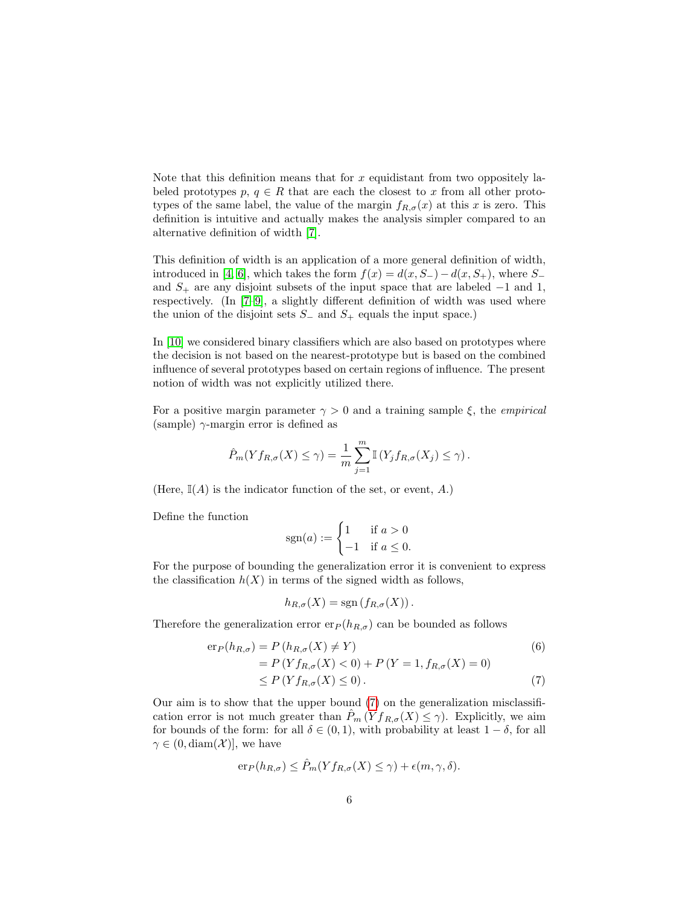Note that this definition means that for $x$ equidistant from two oppositely labeled prototypes $p$, $q \in R$ that are each the closest to $x$ from all other prototypes of the same label, the value of the margin $f_{R,\sigma}(x)$ at this $x$ is zero. This definition is intuitive and actually makes the analysis simpler compared to an alternative definition of width [7].

This definition of width is an application of a more general definition of width, introduced in [4, 6], which takes the form $f(x) = d(x, S_-) - d(x, S_+)$, where $S_-$ and $S_+$ are any disjoint subsets of the input space that are labeled $-1$ and 1, respectively. (In [7–9], a slightly different definition of width was used where the union of the disjoint sets $S_-$ and $S_+$ equals the input space.)

In [10] we considered binary classifiers which are also based on prototypes where the decision is not based on the nearest-prototype but is based on the combined influence of several prototypes based on certain regions of influence. The present notion of width was not explicitly utilized there.

For a positive margin parameter $\gamma > 0$ and a training sample $\xi$, the *empirical* (sample) $\gamma$-margin error is defined as

$$\hat{P}_m(Yf_{R,\sigma}(X) \leq \gamma) = \frac{1}{m}\sum_{j=1}^{m} \mathbb{I}\left(Y_j f_{R,\sigma}(X_j) \leq \gamma\right).$$

(Here, $\mathbb{I}(A)$ is the indicator function of the set, or event, $A$.)

Define the function

$$\operatorname{sgn}(a) := \begin{cases} 1 & \text{if } a > 0 \\ -1 & \text{if } a \leq 0. \end{cases}$$

For the purpose of bounding the generalization error it is convenient to express the classification $h(X)$ in terms of the signed width as follows,

$$h_{R,\sigma}(X) = \operatorname{sgn}\left(f_{R,\sigma}(X)\right).$$

Therefore the generalization error $\operatorname{er}_P(h_{R,\sigma})$ can be bounded as follows

$$\begin{aligned} \operatorname{er}_P(h_{R,\sigma}) &= P\left(h_{R,\sigma}(X) \neq Y\right) & (6) \\ &= P\left(Yf_{R,\sigma}(X) < 0\right) + P\left(Y = 1, f_{R,\sigma}(X) = 0\right) \\ &\leq P\left(Yf_{R,\sigma}(X) \leq 0\right). & (7) \end{aligned}$$

Our aim is to show that the upper bound (7) on the generalization misclassification error is not much greater than $\hat{P}_m\left(Yf_{R,\sigma}(X) \leq \gamma\right)$. Explicitly, we aim for bounds of the form: for all $\delta \in (0,1)$, with probability at least $1 - \delta$, for all $\gamma \in (0, \operatorname{diam}(\mathcal{X})]$, we have

$$\operatorname{er}_P(h_{R,\sigma}) \leq \hat{P}_m(Yf_{R,\sigma}(X) \leq \gamma) + \epsilon(m, \gamma, \delta).$$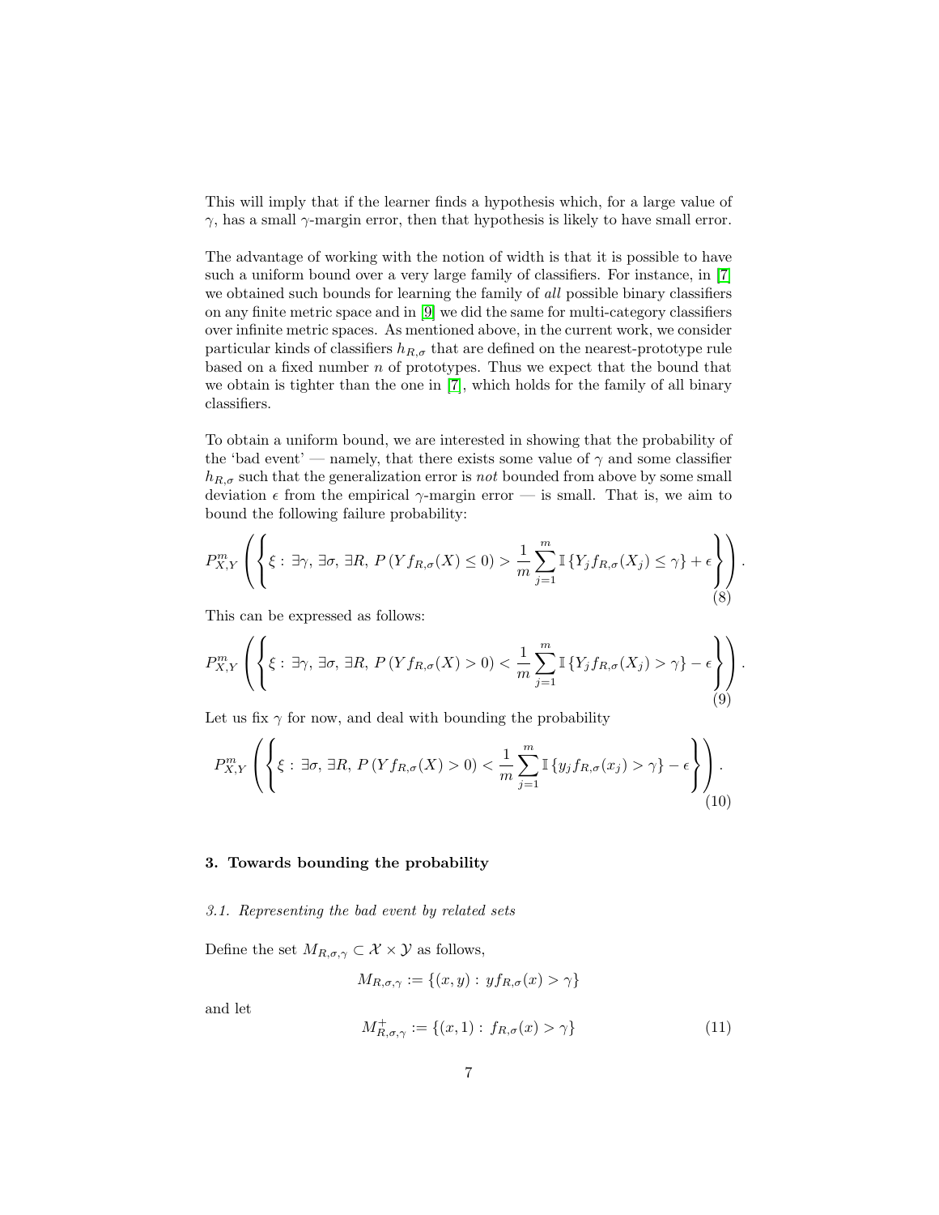This will imply that if the learner finds a hypothesis which, for a large value of $\gamma$, has a small $\gamma$-margin error, then that hypothesis is likely to have small error.

The advantage of working with the notion of width is that it is possible to have such a uniform bound over a very large family of classifiers. For instance, in [7] we obtained such bounds for learning the family of *all* possible binary classifiers on any finite metric space and in [9] we did the same for multi-category classifiers over infinite metric spaces. As mentioned above, in the current work, we consider particular kinds of classifiers $h_{R,\sigma}$ that are defined on the nearest-prototype rule based on a fixed number $n$ of prototypes. Thus we expect that the bound that we obtain is tighter than the one in [7], which holds for the family of all binary classifiers.

To obtain a uniform bound, we are interested in showing that the probability of the 'bad event' — namely, that there exists some value of $\gamma$ and some classifier $h_{R,\sigma}$ such that the generalization error is *not* bounded from above by some small deviation $\epsilon$ from the empirical $\gamma$-margin error — is small. That is, we aim to bound the following failure probability:

$$P^m_{X,Y}\left(\left\{\xi : \exists\gamma, \exists\sigma, \exists R, \, P\left(Yf_{R,\sigma}(X) \leq 0\right) > \frac{1}{m}\sum_{j=1}^{m} \mathbb{I}\left\{Y_j f_{R,\sigma}(X_j) \leq \gamma\right\} + \epsilon\right\}\right). \tag{8}$$

This can be expressed as follows:

$$P^m_{X,Y}\left(\left\{\xi : \exists\gamma, \exists\sigma, \exists R, \, P\left(Yf_{R,\sigma}(X) > 0\right) < \frac{1}{m}\sum_{j=1}^{m} \mathbb{I}\left\{Y_j f_{R,\sigma}(X_j) > \gamma\right\} - \epsilon\right\}\right). \tag{9}$$

Let us fix $\gamma$ for now, and deal with bounding the probability

$$P^m_{X,Y}\left(\left\{\xi : \exists\sigma, \exists R, \, P\left(Yf_{R,\sigma}(X) > 0\right) < \frac{1}{m}\sum_{j=1}^{m} \mathbb{I}\left\{y_j f_{R,\sigma}(x_j) > \gamma\right\} - \epsilon\right\}\right). \tag{10}$$

## 3. Towards bounding the probability

### *3.1. Representing the bad event by related sets*

Define the set $M_{R,\sigma,\gamma} \subset \mathcal{X} \times \mathcal{Y}$ as follows,

$$M_{R,\sigma,\gamma} := \{(x, y) : y f_{R,\sigma}(x) > \gamma\}$$

and let

$$M^{+}_{R,\sigma,\gamma} := \{(x, 1) : f_{R,\sigma}(x) > \gamma\} \tag{11}$$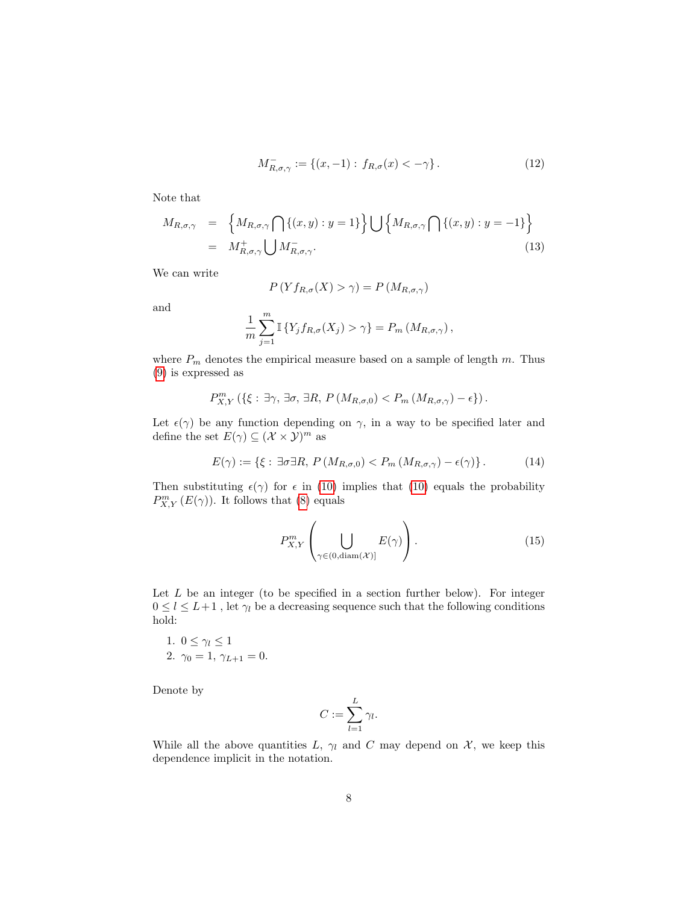$$M^-_{R,\sigma,\gamma} := \{(x,-1) : \, f_{R,\sigma}(x) < -\gamma\}. \tag{12}$$

Note that

$$\begin{aligned} M_{R,\sigma,\gamma} &= \Big\{ M_{R,\sigma,\gamma} \bigcap \{(x,y) : y = 1\} \Big\} \bigcup \Big\{ M_{R,\sigma,\gamma} \bigcap \{(x,y) : y = -1\} \Big\} \\ &= M^+_{R,\sigma,\gamma} \bigcup M^-_{R,\sigma,\gamma}. \end{aligned} \tag{13}$$

We can write

$$P\left(Y f_{R,\sigma}(X) > \gamma\right) = P\left(M_{R,\sigma,\gamma}\right)$$

and

$$\frac{1}{m} \sum_{j=1}^{m} \mathbb{I}\left\{Y_j f_{R,\sigma}(X_j) > \gamma\right\} = P_m\left(M_{R,\sigma,\gamma}\right),$$

where $P_m$ denotes the empirical measure based on a sample of length $m$. Thus (9) is expressed as

$$P^m_{X,Y}\left(\{\xi : \, \exists\gamma, \, \exists\sigma, \, \exists R, \, P\left(M_{R,\sigma,0}\right) < P_m\left(M_{R,\sigma,\gamma}\right) - \epsilon\}\right).$$

Let $\epsilon(\gamma)$ be any function depending on $\gamma$, in a way to be specified later and define the set $E(\gamma) \subseteq (\mathcal{X} \times \mathcal{Y})^m$ as

$$E(\gamma) := \{\xi : \, \exists\sigma\exists R, \, P\left(M_{R,\sigma,0}\right) < P_m\left(M_{R,\sigma,\gamma}\right) - \epsilon(\gamma)\}. \tag{14}$$

Then substituting $\epsilon(\gamma)$ for $\epsilon$ in (10) implies that (10) equals the probability $P^m_{X,Y}\left(E(\gamma)\right)$. It follows that (8) equals

$$P^m_{X,Y}\left(\bigcup_{\gamma \in (0, \mathrm{diam}(\mathcal{X})]} E(\gamma)\right). \tag{15}$$

Let $L$ be an integer (to be specified in a section further below). For integer $0 \leq l \leq L+1$ , let $\gamma_l$ be a decreasing sequence such that the following conditions hold:

1. $0 \leq \gamma_l \leq 1$
2. $\gamma_0 = 1$, $\gamma_{L+1} = 0$.

Denote by

$$C := \sum_{l=1}^{L} \gamma_l.$$

While all the above quantities $L$, $\gamma_l$ and $C$ may depend on $\mathcal{X}$, we keep this dependence implicit in the notation.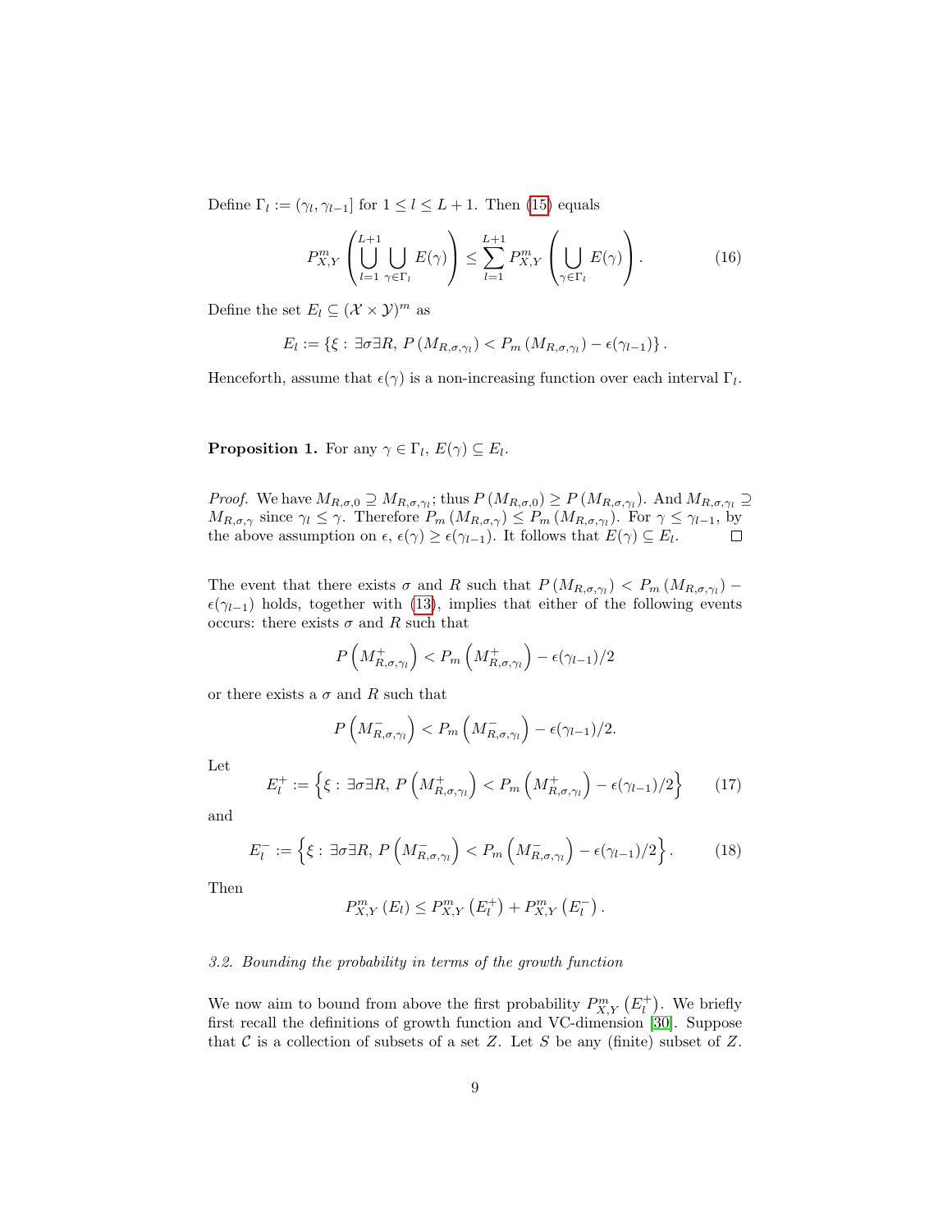Define $\Gamma_l := (\gamma_l, \gamma_{l-1}]$ for $1 \leq l \leq L+1$. Then (15) equals

$$P_{X,Y}^m \left( \bigcup_{l=1}^{L+1} \bigcup_{\gamma \in \Gamma_l} E(\gamma) \right) \leq \sum_{l=1}^{L+1} P_{X,Y}^m \left( \bigcup_{\gamma \in \Gamma_l} E(\gamma) \right). \tag{16}$$

Define the set $E_l \subseteq (\mathcal{X} \times \mathcal{Y})^m$ as

$$E_l := \{\xi : \exists \sigma \exists R,\, P\left(M_{R,\sigma,\gamma_l}\right) < P_m\left(M_{R,\sigma,\gamma_l}\right) - \epsilon(\gamma_{l-1})\}.$$

Henceforth, assume that $\epsilon(\gamma)$ is a non-increasing function over each interval $\Gamma_l$.

**Proposition 1.** For any $\gamma \in \Gamma_l$, $E(\gamma) \subseteq E_l$.

*Proof.* We have $M_{R,\sigma,0} \supseteq M_{R,\sigma,\gamma_l}$; thus $P\left(M_{R,\sigma,0}\right) \geq P\left(M_{R,\sigma,\gamma_l}\right)$. And $M_{R,\sigma,\gamma_l} \supseteq M_{R,\sigma,\gamma}$ since $\gamma_l \leq \gamma$. Therefore $P_m\left(M_{R,\sigma,\gamma}\right) \leq P_m\left(M_{R,\sigma,\gamma_l}\right)$. For $\gamma \leq \gamma_{l-1}$, by the above assumption on $\epsilon$, $\epsilon(\gamma) \geq \epsilon(\gamma_{l-1})$. It follows that $E(\gamma) \subseteq E_l$. $\square$

The event that there exists $\sigma$ and $R$ such that $P\left(M_{R,\sigma,\gamma_l}\right) < P_m\left(M_{R,\sigma,\gamma_l}\right) - \epsilon(\gamma_{l-1})$ holds, together with (13), implies that either of the following events occurs: there exists $\sigma$ and $R$ such that

$$P\left(M_{R,\sigma,\gamma_l}^{+}\right) < P_m\left(M_{R,\sigma,\gamma_l}^{+}\right) - \epsilon(\gamma_{l-1})/2$$

or there exists a $\sigma$ and $R$ such that

$$P\left(M_{R,\sigma,\gamma_l}^{-}\right) < P_m\left(M_{R,\sigma,\gamma_l}^{-}\right) - \epsilon(\gamma_{l-1})/2.$$

Let

$$E_l^{+} := \left\{\xi : \exists \sigma \exists R,\, P\left(M_{R,\sigma,\gamma_l}^{+}\right) < P_m\left(M_{R,\sigma,\gamma_l}^{+}\right) - \epsilon(\gamma_{l-1})/2\right\} \tag{17}$$

and

$$E_l^{-} := \left\{\xi : \exists \sigma \exists R,\, P\left(M_{R,\sigma,\gamma_l}^{-}\right) < P_m\left(M_{R,\sigma,\gamma_l}^{-}\right) - \epsilon(\gamma_{l-1})/2\right\}. \tag{18}$$

Then

$$P_{X,Y}^m\left(E_l\right) \leq P_{X,Y}^m\left(E_l^{+}\right) + P_{X,Y}^m\left(E_l^{-}\right).$$

### *3.2. Bounding the probability in terms of the growth function*

We now aim to bound from above the first probability $P_{X,Y}^m\left(E_l^{+}\right)$. We briefly first recall the definitions of growth function and VC-dimension [30]. Suppose that $\mathcal{C}$ is a collection of subsets of a set $Z$. Let $S$ be any (finite) subset of $Z$.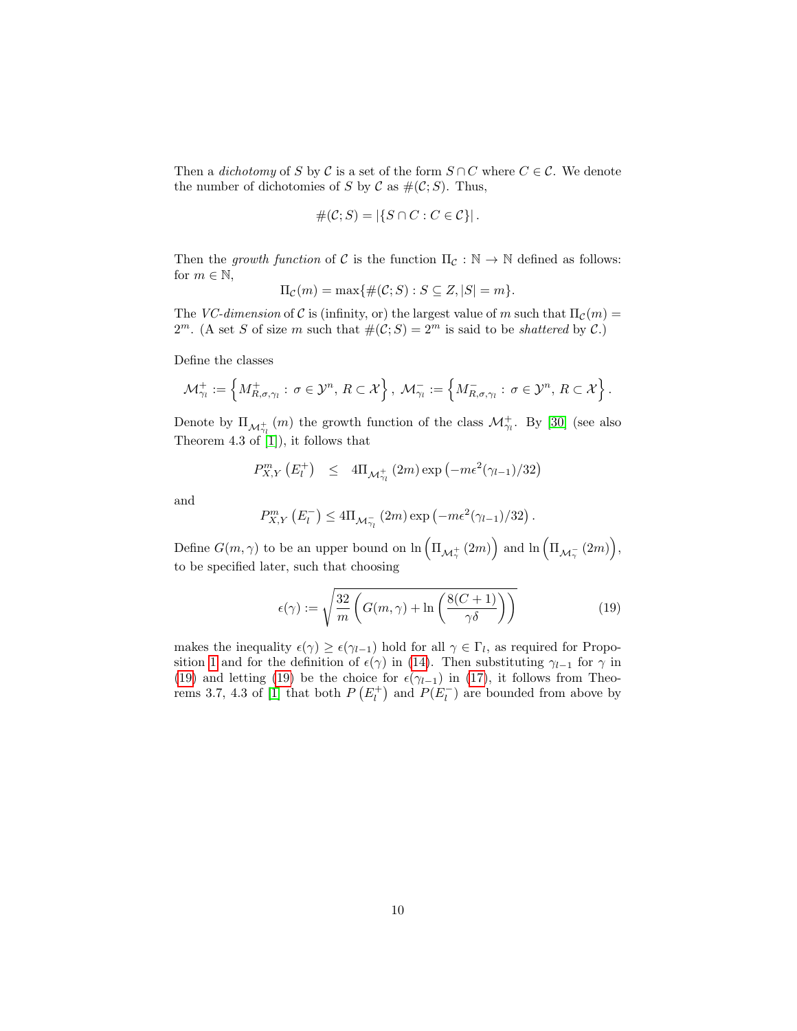Then a *dichotomy* of $S$ by $\mathcal{C}$ is a set of the form $S \cap C$ where $C \in \mathcal{C}$. We denote the number of dichotomies of $S$ by $\mathcal{C}$ as $\#(\mathcal{C}; S)$. Thus,

$$\#(\mathcal{C}; S) = |\{S \cap C : C \in \mathcal{C}\}| .$$

Then the *growth function* of $\mathcal{C}$ is the function $\Pi_{\mathcal{C}} : \mathbb{N} \to \mathbb{N}$ defined as follows: for $m \in \mathbb{N}$,

$$\Pi_{\mathcal{C}}(m) = \max\{\#(\mathcal{C}; S) : S \subseteq Z, |S| = m\}.$$

The *VC-dimension* of $\mathcal{C}$ is (infinity, or) the largest value of $m$ such that $\Pi_{\mathcal{C}}(m) = 2^m$. (A set $S$ of size $m$ such that $\#(\mathcal{C}; S) = 2^m$ is said to be *shattered* by $\mathcal{C}$.)

Define the classes

$$\mathcal{M}^+_{\gamma_l} := \left\{ M^+_{R,\sigma,\gamma_l} : \sigma \in \mathcal{Y}^n, \, R \subset \mathcal{X} \right\}, \; \mathcal{M}^-_{\gamma_l} := \left\{ M^-_{R,\sigma,\gamma_l} : \sigma \in \mathcal{Y}^n, \, R \subset \mathcal{X} \right\}.$$

Denote by $\Pi_{\mathcal{M}^+_{\gamma_l}}(m)$ the growth function of the class $\mathcal{M}^+_{\gamma_l}$. By [30] (see also Theorem 4.3 of [1]), it follows that

$$P^m_{X,Y}\left(E^+_l\right) \quad \leq \quad 4\Pi_{\mathcal{M}^+_{\gamma_l}}(2m) \exp\left(-m\epsilon^2(\gamma_{l-1})/32\right)$$

and

$$P^m_{X,Y}\left(E^-_l\right) \leq 4\Pi_{\mathcal{M}^-_{\gamma_l}}(2m) \exp\left(-m\epsilon^2(\gamma_{l-1})/32\right).$$

Define $G(m, \gamma)$ to be an upper bound on $\ln\left(\Pi_{\mathcal{M}^+_\gamma}(2m)\right)$ and $\ln\left(\Pi_{\mathcal{M}^-_\gamma}(2m)\right)$, to be specified later, such that choosing

$$\epsilon(\gamma) := \sqrt{\frac{32}{m}\left(G(m, \gamma) + \ln\left(\frac{8(C+1)}{\gamma\delta}\right)\right)} \tag{19}$$

makes the inequality $\epsilon(\gamma) \geq \epsilon(\gamma_{l-1})$ hold for all $\gamma \in \Gamma_l$, as required for Proposition 1 and for the definition of $\epsilon(\gamma)$ in (14). Then substituting $\gamma_{l-1}$ for $\gamma$ in (19) and letting (19) be the choice for $\epsilon(\gamma_{l-1})$ in (17), it follows from Theorems 3.7, 4.3 of [1] that both $P\left(E^+_l\right)$ and $P(E^-_l)$ are bounded from above by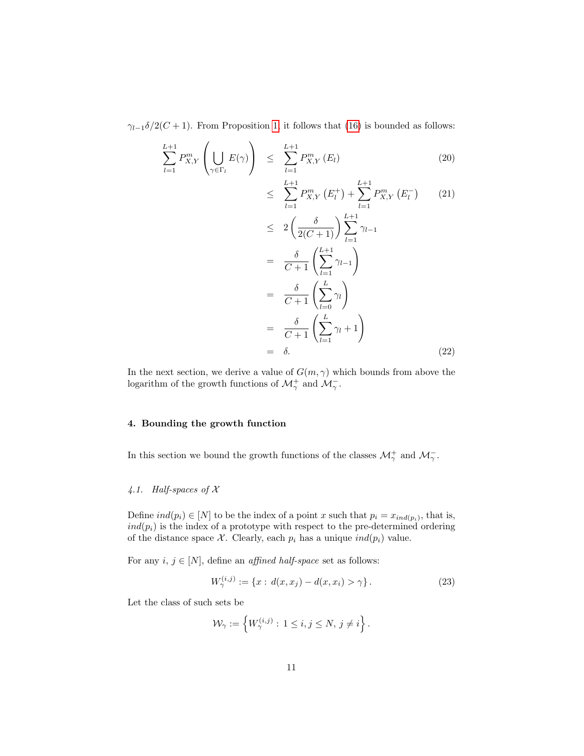$\gamma_{l-1}\delta/2(C+1)$. From Proposition 1, it follows that (16) is bounded as follows:

$$
\begin{aligned}
\sum_{l=1}^{L+1} P_{X,Y}^m \left( \bigcup_{\gamma \in \Gamma_l} E(\gamma) \right) &\leq \sum_{l=1}^{L+1} P_{X,Y}^m \left( E_l \right) && (20) \\
&\leq \sum_{l=1}^{L+1} P_{X,Y}^m \left( E_l^+ \right) + \sum_{l=1}^{L+1} P_{X,Y}^m \left( E_l^- \right) && (21) \\
&\leq 2 \left( \frac{\delta}{2(C+1)} \right) \sum_{l=1}^{L+1} \gamma_{l-1} \\
&= \frac{\delta}{C+1} \left( \sum_{l=1}^{L+1} \gamma_{l-1} \right) \\
&= \frac{\delta}{C+1} \left( \sum_{l=0}^{L} \gamma_l \right) \\
&= \frac{\delta}{C+1} \left( \sum_{l=1}^{L} \gamma_l + 1 \right) \\
&= \delta. && (22)
\end{aligned}
$$

In the next section, we derive a value of $G(m, \gamma)$ which bounds from above the logarithm of the growth functions of $\mathcal{M}_\gamma^+$ and $\mathcal{M}_\gamma^-$.

## 4. Bounding the growth function

In this section we bound the growth functions of the classes $\mathcal{M}_\gamma^+$ and $\mathcal{M}_\gamma^-$.

### *4.1. Half-spaces of $\mathcal{X}$*

Define $ind(p_i) \in [N]$ to be the index of a point $x$ such that $p_i = x_{ind(p_i)}$, that is, $ind(p_i)$ is the index of a prototype with respect to the pre-determined ordering of the distance space $\mathcal{X}$. Clearly, each $p_i$ has a unique $ind(p_i)$ value.

For any $i, j \in [N]$, define an *affined half-space* set as follows:

$$
W_\gamma^{(i,j)} := \{ x : \, d(x, x_j) - d(x, x_i) > \gamma \}. \tag{23}
$$

Let the class of such sets be

$$
\mathcal{W}_\gamma := \left\{ W_\gamma^{(i,j)} : \, 1 \leq i, j \leq N, \, j \neq i \right\}.
$$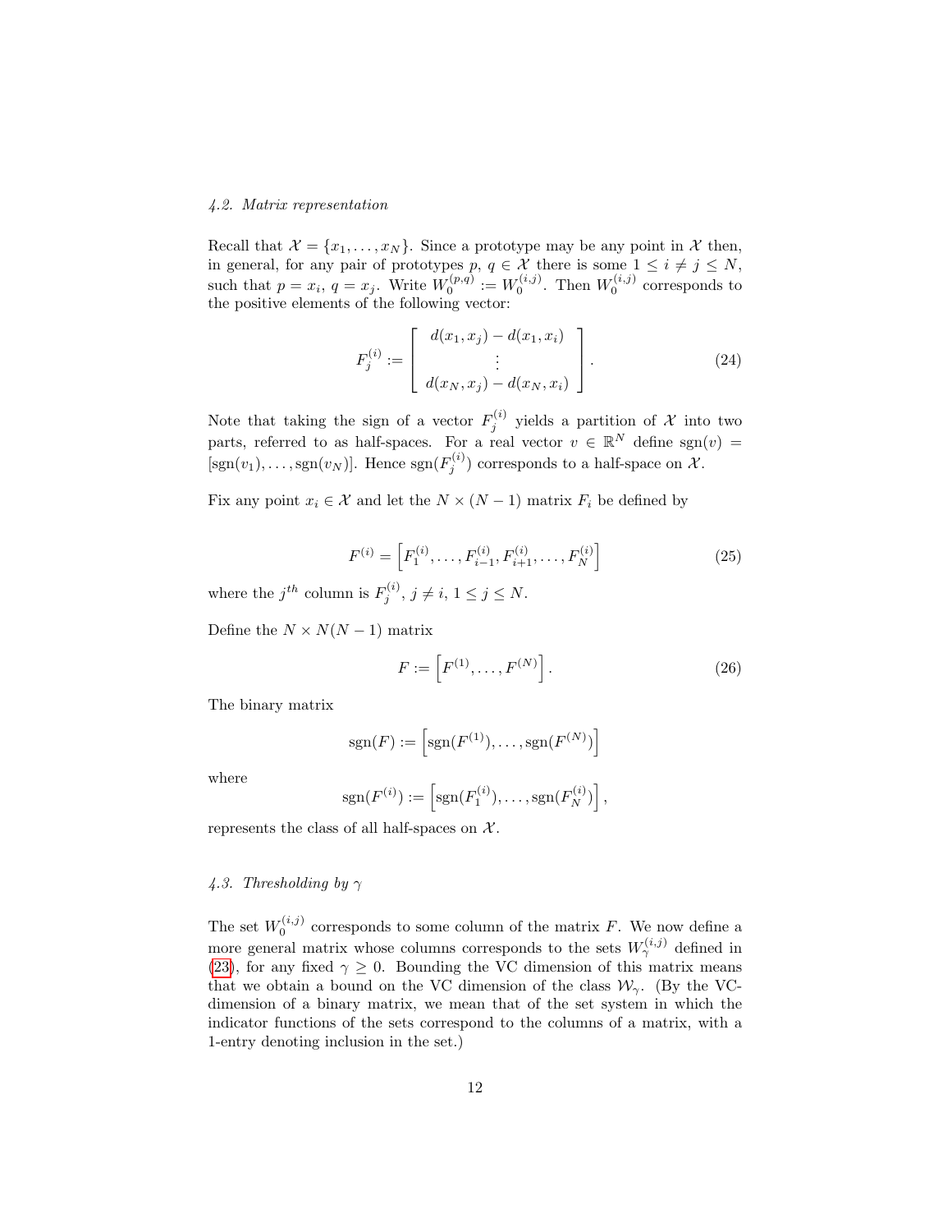### 4.2. Matrix representation

Recall that $\mathcal{X} = \{x_1, \ldots, x_N\}$. Since a prototype may be any point in $\mathcal{X}$ then, in general, for any pair of prototypes $p, q \in \mathcal{X}$ there is some $1 \leq i \neq j \leq N$, such that $p = x_i$, $q = x_j$. Write $W_0^{(p,q)} := W_0^{(i,j)}$. Then $W_0^{(i,j)}$ corresponds to the positive elements of the following vector:

$$F_j^{(i)} := \left[ \begin{array}{c} d(x_1, x_j) - d(x_1, x_i) \\ \vdots \\ d(x_N, x_j) - d(x_N, x_i) \end{array} \right]. \tag{24}$$

Note that taking the sign of a vector $F_j^{(i)}$ yields a partition of $\mathcal{X}$ into two parts, referred to as half-spaces. For a real vector $v \in \mathbb{R}^N$ define $\text{sgn}(v) = [\text{sgn}(v_1), \ldots, \text{sgn}(v_N)]$. Hence $\text{sgn}(F_j^{(i)})$ corresponds to a half-space on $\mathcal{X}$.

Fix any point $x_i \in \mathcal{X}$ and let the $N \times (N-1)$ matrix $F_i$ be defined by

$$F^{(i)} = \left[ F_1^{(i)}, \ldots, F_{i-1}^{(i)}, F_{i+1}^{(i)}, \ldots, F_N^{(i)} \right] \tag{25}$$

where the $j^{th}$ column is $F_j^{(i)}$, $j \neq i$, $1 \leq j \leq N$.

Define the $N \times N(N-1)$ matrix

$$F := \left[ F^{(1)}, \ldots, F^{(N)} \right]. \tag{26}$$

The binary matrix

$$\text{sgn}(F) := \left[ \text{sgn}(F^{(1)}), \ldots, \text{sgn}(F^{(N)}) \right]$$

where

$$\text{sgn}(F^{(i)}) := \left[ \text{sgn}(F_1^{(i)}), \ldots, \text{sgn}(F_N^{(i)}) \right],$$

represents the class of all half-spaces on $\mathcal{X}$.

### 4.3. Thresholding by $\gamma$

The set $W_0^{(i,j)}$ corresponds to some column of the matrix $F$. We now define a more general matrix whose columns corresponds to the sets $W_\gamma^{(i,j)}$ defined in (23), for any fixed $\gamma \geq 0$. Bounding the VC dimension of this matrix means that we obtain a bound on the VC dimension of the class $\mathcal{W}_\gamma$. (By the VC-dimension of a binary matrix, we mean that of the set system in which the indicator functions of the sets correspond to the columns of a matrix, with a 1-entry denoting inclusion in the set.)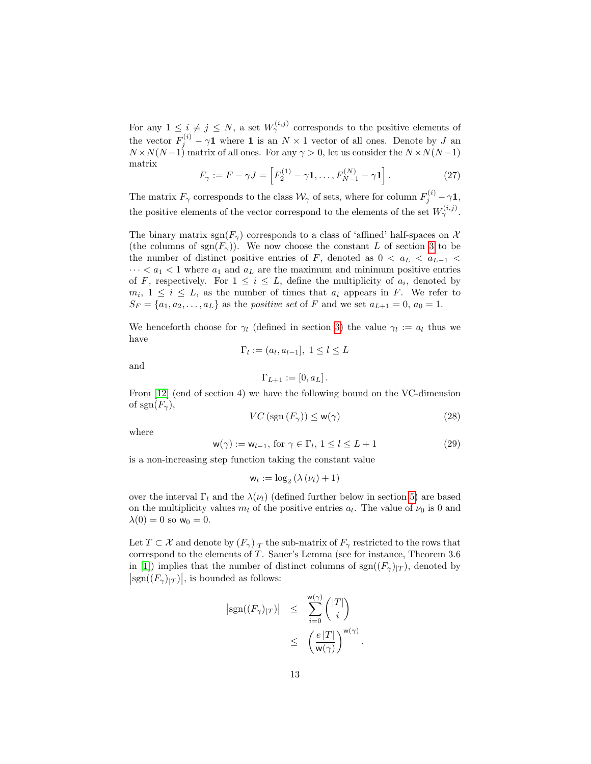For any $1 \leq i \neq j \leq N$, a set $W_\gamma^{(i,j)}$ corresponds to the positive elements of the vector $F_j^{(i)} - \gamma \mathbf{1}$ where $\mathbf{1}$ is an $N \times 1$ vector of all ones. Denote by $J$ an $N \times N(N-1)$ matrix of all ones. For any $\gamma > 0$, let us consider the $N \times N(N-1)$ matrix

$$F_\gamma := F - \gamma J = \left[ F_2^{(1)} - \gamma \mathbf{1}, \ldots, F_{N-1}^{(N)} - \gamma \mathbf{1} \right]. \tag{27}$$

The matrix $F_\gamma$ corresponds to the class $\mathcal{W}_\gamma$ of sets, where for column $F_j^{(i)} - \gamma \mathbf{1}$, the positive elements of the vector correspond to the elements of the set $W_\gamma^{(i,j)}$.

The binary matrix $\text{sgn}(F_\gamma)$ corresponds to a class of 'affined' half-spaces on $\mathcal{X}$ (the columns of $\text{sgn}(F_\gamma)$). We now choose the constant $L$ of section 3 to be the number of distinct positive entries of $F$, denoted as $0 < a_L < a_{L-1} < \cdots < a_1 < 1$ where $a_1$ and $a_L$ are the maximum and minimum positive entries of $F$, respectively. For $1 \leq i \leq L$, define the multiplicity of $a_i$, denoted by $m_i$, $1 \leq i \leq L$, as the number of times that $a_i$ appears in $F$. We refer to $S_F = \{a_1, a_2, \ldots, a_L\}$ as the *positive set* of $F$ and we set $a_{L+1} = 0$, $a_0 = 1$.

We henceforth choose for $\gamma_l$ (defined in section 3) the value $\gamma_l := a_l$ thus we have

$$\Gamma_l := (a_l, a_{l-1}], \; 1 \leq l \leq L$$

and

$$\Gamma_{L+1} := [0, a_L].$$

From [12] (end of section 4) we have the following bound on the VC-dimension of $\text{sgn}(F_\gamma)$,

$$VC\left(\text{sgn}\left(F_\gamma\right)\right) \leq \mathsf{w}(\gamma) \tag{28}$$

where

$$\mathsf{w}(\gamma) := \mathsf{w}_{l-1}, \text{ for } \gamma \in \Gamma_l, \; 1 \leq l \leq L+1 \tag{29}$$

is a non-increasing step function taking the constant value

$$\mathsf{w}_l := \log_2\left(\lambda\left(\nu_l\right) + 1\right)$$

over the interval $\Gamma_l$ and the $\lambda(\nu_l)$ (defined further below in section 5) are based on the multiplicity values $m_l$ of the positive entries $a_l$. The value of $\nu_0$ is 0 and $\lambda(0) = 0$ so $\mathsf{w}_0 = 0$.

Let $T \subset \mathcal{X}$ and denote by $(F_\gamma)_{|T}$ the sub-matrix of $F_\gamma$ restricted to the rows that correspond to the elements of $T$. Sauer's Lemma (see for instance, Theorem 3.6 in [1]) implies that the number of distinct columns of $\text{sgn}((F_\gamma)_{|T})$, denoted by $\left|\text{sgn}((F_\gamma)_{|T})\right|$, is bounded as follows:

$$\begin{aligned}
\left|\text{sgn}((F_\gamma)_{|T})\right| &\leq \sum_{i=0}^{\mathsf{w}(\gamma)} \binom{|T|}{i} \\
&\leq \left(\frac{e\,|T|}{\mathsf{w}(\gamma)}\right)^{\mathsf{w}(\gamma)}.
\end{aligned}$$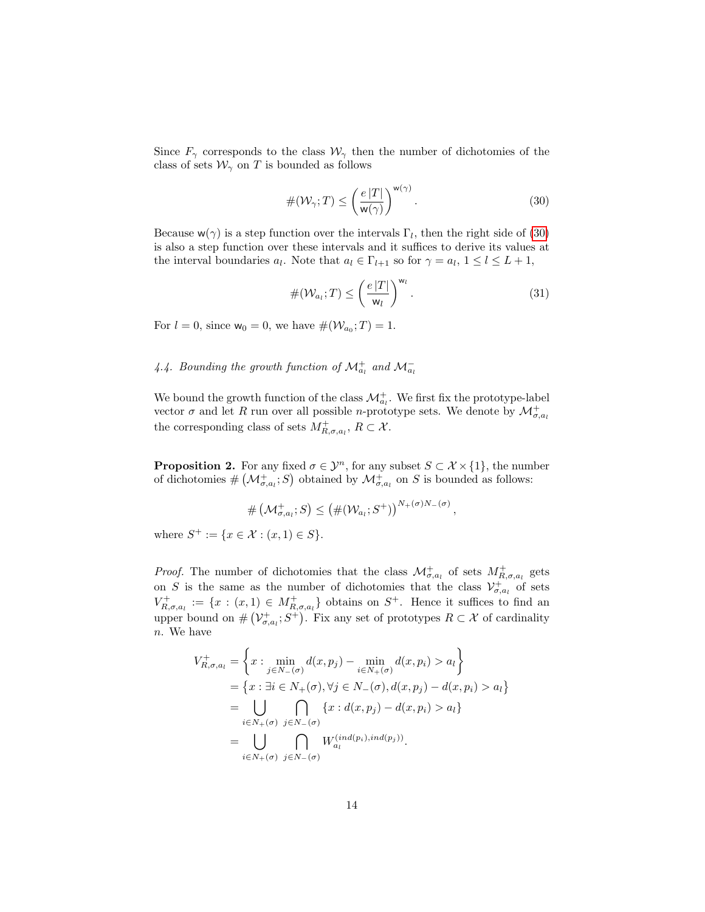Since $F_\gamma$ corresponds to the class $\mathcal{W}_\gamma$ then the number of dichotomies of the class of sets $\mathcal{W}_\gamma$ on $T$ is bounded as follows

$$\#(\mathcal{W}_\gamma; T) \leq \left(\frac{e\,|T|}{\mathsf{w}(\gamma)}\right)^{\mathsf{w}(\gamma)}. \tag{30}$$

Because $\mathsf{w}(\gamma)$ is a step function over the intervals $\Gamma_l$, then the right side of (30) is also a step function over these intervals and it suffices to derive its values at the interval boundaries $a_l$. Note that $a_l \in \Gamma_{l+1}$ so for $\gamma = a_l$, $1 \leq l \leq L+1$,

$$\#(\mathcal{W}_{a_l}; T) \leq \left(\frac{e\,|T|}{\mathsf{w}_l}\right)^{\mathsf{w}_l}. \tag{31}$$

For $l = 0$, since $\mathsf{w}_0 = 0$, we have $\#(\mathcal{W}_{a_0}; T) = 1$.

### *4.4. Bounding the growth function of $\mathcal{M}^+_{a_l}$ and $\mathcal{M}^-_{a_l}$*

We bound the growth function of the class $\mathcal{M}^+_{a_l}$. We first fix the prototype-label vector $\sigma$ and let $R$ run over all possible $n$-prototype sets. We denote by $\mathcal{M}^+_{\sigma,a_l}$ the corresponding class of sets $M^+_{R,\sigma,a_l}$, $R \subset \mathcal{X}$.

**Proposition 2.** For any fixed $\sigma \in \mathcal{Y}^n$, for any subset $S \subset \mathcal{X} \times \{1\}$, the number of dichotomies $\#\left(\mathcal{M}^+_{\sigma,a_l}; S\right)$ obtained by $\mathcal{M}^+_{\sigma,a_l}$ on $S$ is bounded as follows:

$$\#\left(\mathcal{M}^+_{\sigma,a_l}; S\right) \leq \left(\#(\mathcal{W}_{a_l}; S^+)\right)^{N_+(\sigma)N_-(\sigma)},$$

where $S^+ := \{x \in \mathcal{X} : (x, 1) \in S\}$.

*Proof.* The number of dichotomies that the class $\mathcal{M}^+_{\sigma,a_l}$ of sets $M^+_{R,\sigma,a_l}$ gets on $S$ is the same as the number of dichotomies that the class $\mathcal{V}^+_{\sigma,a_l}$ of sets $V^+_{R,\sigma,a_l} := \{x : (x,1) \in M^+_{R,\sigma,a_l}\}$ obtains on $S^+$. Hence it suffices to find an upper bound on $\#\left(\mathcal{V}^+_{\sigma,a_l}; S^+\right)$. Fix any set of prototypes $R \subset \mathcal{X}$ of cardinality $n$. We have

$$\begin{aligned}
V^+_{R,\sigma,a_l} &= \left\{x : \min_{j \in N_-(\sigma)} d(x, p_j) - \min_{i \in N_+(\sigma)} d(x, p_i) > a_l\right\} \\
&= \left\{x : \exists i \in N_+(\sigma), \forall j \in N_-(\sigma), d(x, p_j) - d(x, p_i) > a_l\right\} \\
&= \bigcup_{i \in N_+(\sigma)} \bigcap_{j \in N_-(\sigma)} \{x : d(x, p_j) - d(x, p_i) > a_l\} \\
&= \bigcup_{i \in N_+(\sigma)} \bigcap_{j \in N_-(\sigma)} W^{(ind(p_i), ind(p_j))}_{a_l}.
\end{aligned}$$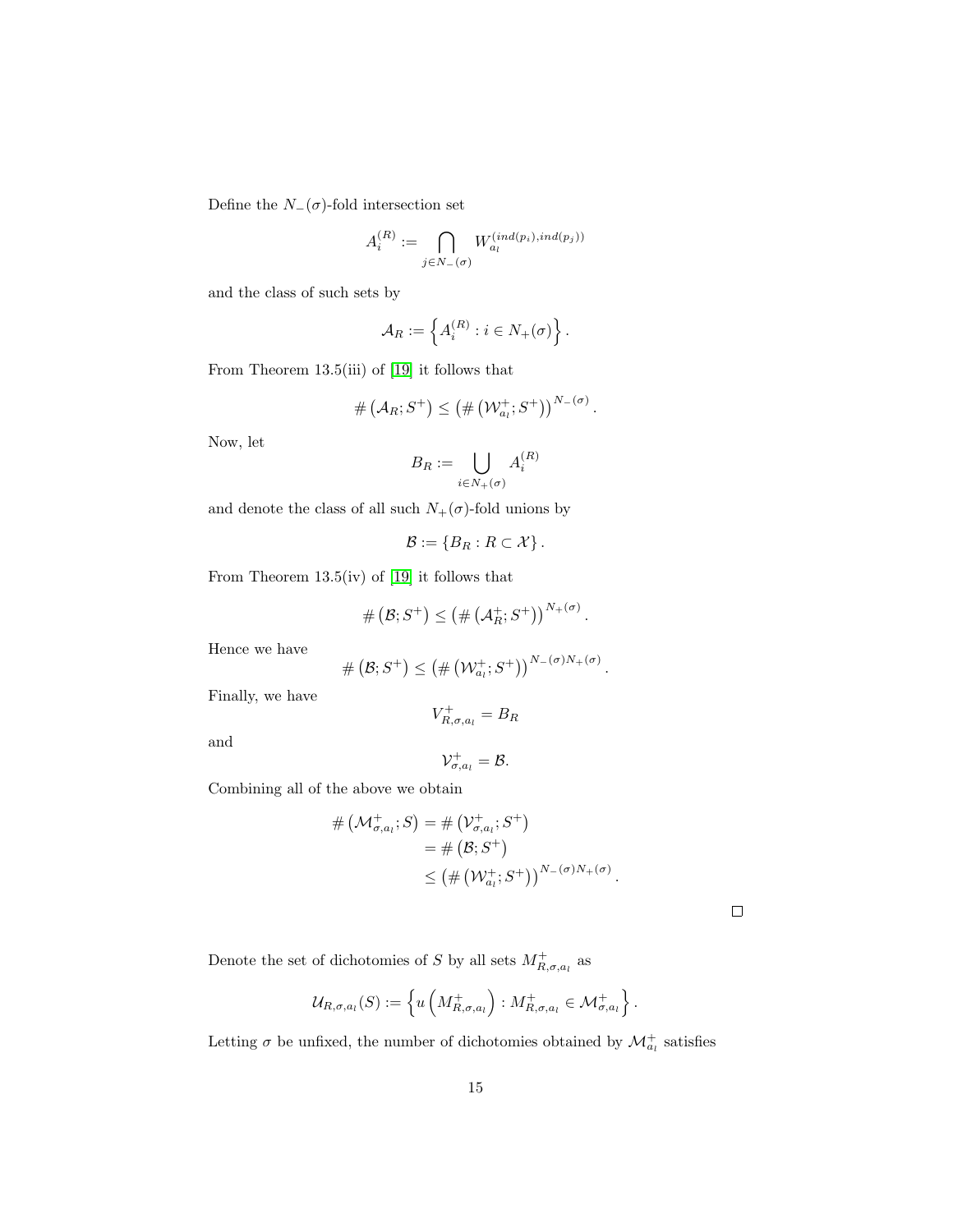Define the $N_-(\sigma)$-fold intersection set

$$A_i^{(R)} := \bigcap_{j \in N_-(\sigma)} W_{a_l}^{(ind(p_i),ind(p_j))}$$

and the class of such sets by

$$\mathcal{A}_R := \left\{ A_i^{(R)} : i \in N_+(\sigma) \right\}.$$

From Theorem 13.5(iii) of [19] it follows that

$$\#\left(\mathcal{A}_R; S^+\right) \leq \left(\#\left(\mathcal{W}_{a_l}^+; S^+\right)\right)^{N_-(\sigma)}.$$

Now, let

$$B_R := \bigcup_{i \in N_+(\sigma)} A_i^{(R)}$$

and denote the class of all such $N_+(\sigma)$-fold unions by

$$\mathcal{B} := \left\{ B_R : R \subset \mathcal{X} \right\}.$$

From Theorem 13.5(iv) of [19] it follows that

$$\#\left(\mathcal{B}; S^+\right) \leq \left(\#\left(\mathcal{A}_R^+; S^+\right)\right)^{N_+(\sigma)}.$$

Hence we have

$$\#\left(\mathcal{B}; S^+\right) \leq \left(\#\left(\mathcal{W}_{a_l}^+; S^+\right)\right)^{N_-(\sigma) N_+(\sigma)}.$$

Finally, we have

$$V_{R,\sigma,a_l}^+ = B_R$$

and

$$\mathcal{V}_{\sigma,a_l}^+ = \mathcal{B}.$$

Combining all of the above we obtain

$$\begin{aligned}
\#\left(\mathcal{M}_{\sigma,a_l}^+; S\right) &= \#\left(\mathcal{V}_{\sigma,a_l}^+; S^+\right) \\
&= \#\left(\mathcal{B}; S^+\right) \\
&\leq \left(\#\left(\mathcal{W}_{a_l}^+; S^+\right)\right)^{N_-(\sigma) N_+(\sigma)}.
\end{aligned}$$

□

Denote the set of dichotomies of $S$ by all sets $M_{R,\sigma,a_l}^+$ as

$$\mathcal{U}_{R,\sigma,a_l}(S) := \left\{ u\left(M_{R,\sigma,a_l}^+\right) : M_{R,\sigma,a_l}^+ \in \mathcal{M}_{\sigma,a_l}^+ \right\}.$$

Letting $\sigma$ be unfixed, the number of dichotomies obtained by $\mathcal{M}_{a_l}^+$ satisfies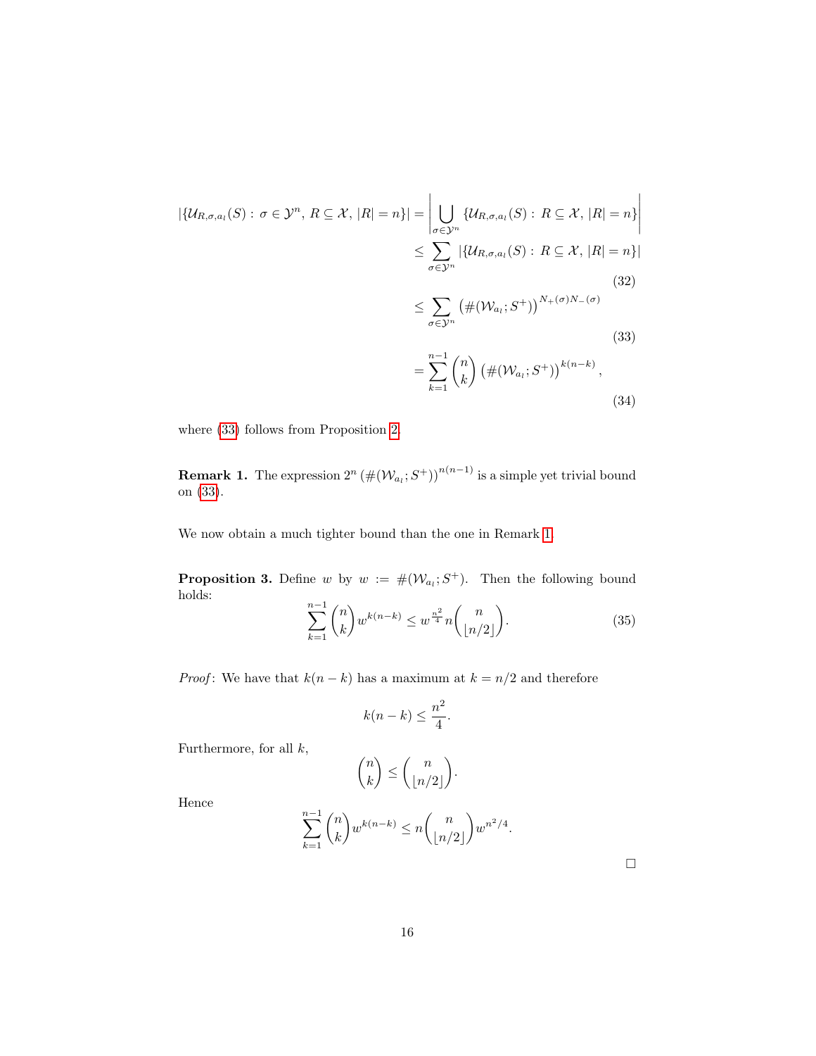$$
\begin{aligned}
|\{\mathcal{U}_{R,\sigma,a_l}(S) : \sigma \in \mathcal{Y}^n,\, R \subseteq \mathcal{X},\, |R| = n\}| &= \left| \bigcup_{\sigma \in \mathcal{Y}^n} \{\mathcal{U}_{R,\sigma,a_l}(S) : R \subseteq \mathcal{X},\, |R| = n\} \right| \\
&\leq \sum_{\sigma \in \mathcal{Y}^n} |\{\mathcal{U}_{R,\sigma,a_l}(S) : R \subseteq \mathcal{X},\, |R| = n\}| \qquad (32) \\
&\leq \sum_{\sigma \in \mathcal{Y}^n} \left(\#(\mathcal{W}_{a_l}; S^+)\right)^{N_+(\sigma) N_-(\sigma)} \qquad (33) \\
&= \sum_{k=1}^{n-1} \binom{n}{k} \left(\#(\mathcal{W}_{a_l}; S^+)\right)^{k(n-k)}, \qquad (34)
\end{aligned}
$$

where (33) follows from Proposition 2.

**Remark 1.** The expression $2^n \left(\#(\mathcal{W}_{a_l}; S^+)\right)^{n(n-1)}$ is a simple yet trivial bound on (33).

We now obtain a much tighter bound than the one in Remark 1.

**Proposition 3.** Define $w$ by $w := \#(\mathcal{W}_{a_l}; S^+)$. Then the following bound holds:

$$
\sum_{k=1}^{n-1} \binom{n}{k} w^{k(n-k)} \leq w^{\frac{n^2}{4}} n \binom{n}{\lfloor n/2 \rfloor}. \qquad (35)
$$

*Proof*: We have that $k(n-k)$ has a maximum at $k = n/2$ and therefore

$$
k(n-k) \leq \frac{n^2}{4}.
$$

Furthermore, for all $k$,

$$
\binom{n}{k} \leq \binom{n}{\lfloor n/2 \rfloor}.
$$

Hence

$$
\sum_{k=1}^{n-1} \binom{n}{k} w^{k(n-k)} \leq n \binom{n}{\lfloor n/2 \rfloor} w^{n^2/4}.
$$

□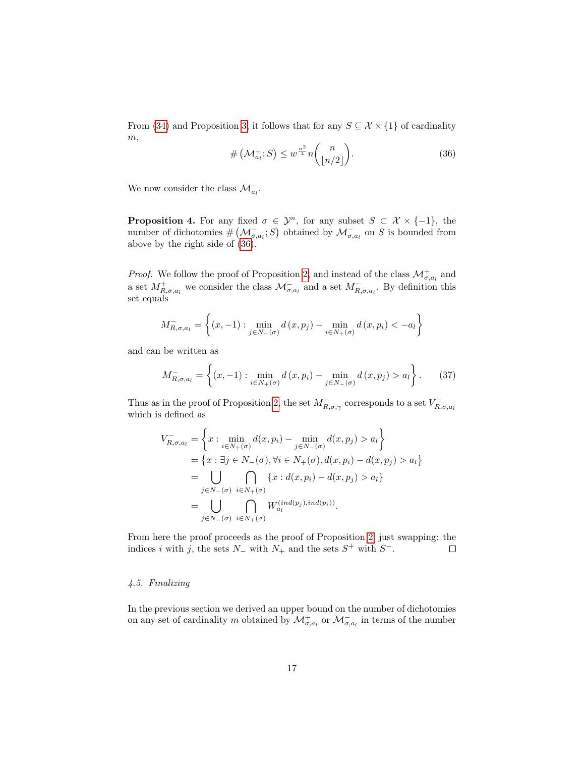From (34) and Proposition 3, it follows that for any $S \subseteq \mathcal{X} \times \{1\}$ of cardinality $m$,

$$\#\left(\mathcal{M}^{+}_{a_l}; S\right) \leq w^{\frac{n^2}{4}} n \binom{n}{\lfloor n/2 \rfloor}. \tag{36}$$

We now consider the class $\mathcal{M}^{-}_{a_l}$.

**Proposition 4.** For any fixed $\sigma \in \mathcal{Y}^n$, for any subset $S \subset \mathcal{X} \times \{-1\}$, the number of dichotomies $\#\left(\mathcal{M}^{-}_{\sigma,a_l}; S\right)$ obtained by $\mathcal{M}^{-}_{\sigma,a_l}$ on $S$ is bounded from above by the right side of (36).

*Proof.* We follow the proof of Proposition 2, and instead of the class $\mathcal{M}^{+}_{\sigma,a_l}$ and a set $M^{+}_{R,\sigma,a_l}$ we consider the class $\mathcal{M}^{-}_{\sigma,a_l}$ and a set $M^{-}_{R,\sigma,a_l}$. By definition this set equals

$$M^{-}_{R,\sigma,a_l} = \left\{(x,-1) : \min_{j \in N_{-}(\sigma)} d\left(x, p_j\right) - \min_{i \in N_{+}(\sigma)} d\left(x, p_i\right) < -a_l\right\}$$

and can be written as

$$M^{-}_{R,\sigma,a_l} = \left\{(x,-1) : \min_{i \in N_{+}(\sigma)} d\left(x, p_i\right) - \min_{j \in N_{-}(\sigma)} d\left(x, p_j\right) > a_l\right\}. \tag{37}$$

Thus as in the proof of Proposition 2, the set $M^{-}_{R,\sigma,\gamma}$ corresponds to a set $V^{-}_{R,\sigma,a_l}$ which is defined as

$$\begin{aligned}
V^{-}_{R,\sigma,a_l} &= \left\{x : \min_{i \in N_{+}(\sigma)} d(x,p_i) - \min_{j \in N_{-}(\sigma)} d(x,p_j) > a_l\right\} \\
&= \left\{x : \exists j \in N_{-}(\sigma), \forall i \in N_{+}(\sigma), d(x,p_i) - d(x,p_j) > a_l\right\} \\
&= \bigcup_{j \in N_{-}(\sigma)} \bigcap_{i \in N_{+}(\sigma)} \left\{x : d(x,p_i) - d(x,p_j) > a_l\right\} \\
&= \bigcup_{j \in N_{-}(\sigma)} \bigcap_{i \in N_{+}(\sigma)} W_{a_l}^{(ind(p_j),ind(p_i))}.
\end{aligned}$$

From here the proof proceeds as the proof of Proposition 2, just swapping: the indices $i$ with $j$, the sets $N_{-}$ with $N_{+}$ and the sets $S^{+}$ with $S^{-}$. □

### 4.5. Finalizing

In the previous section we derived an upper bound on the number of dichotomies on any set of cardinality $m$ obtained by $\mathcal{M}^{+}_{\sigma,a_l}$ or $\mathcal{M}^{-}_{\sigma,a_l}$ in terms of the number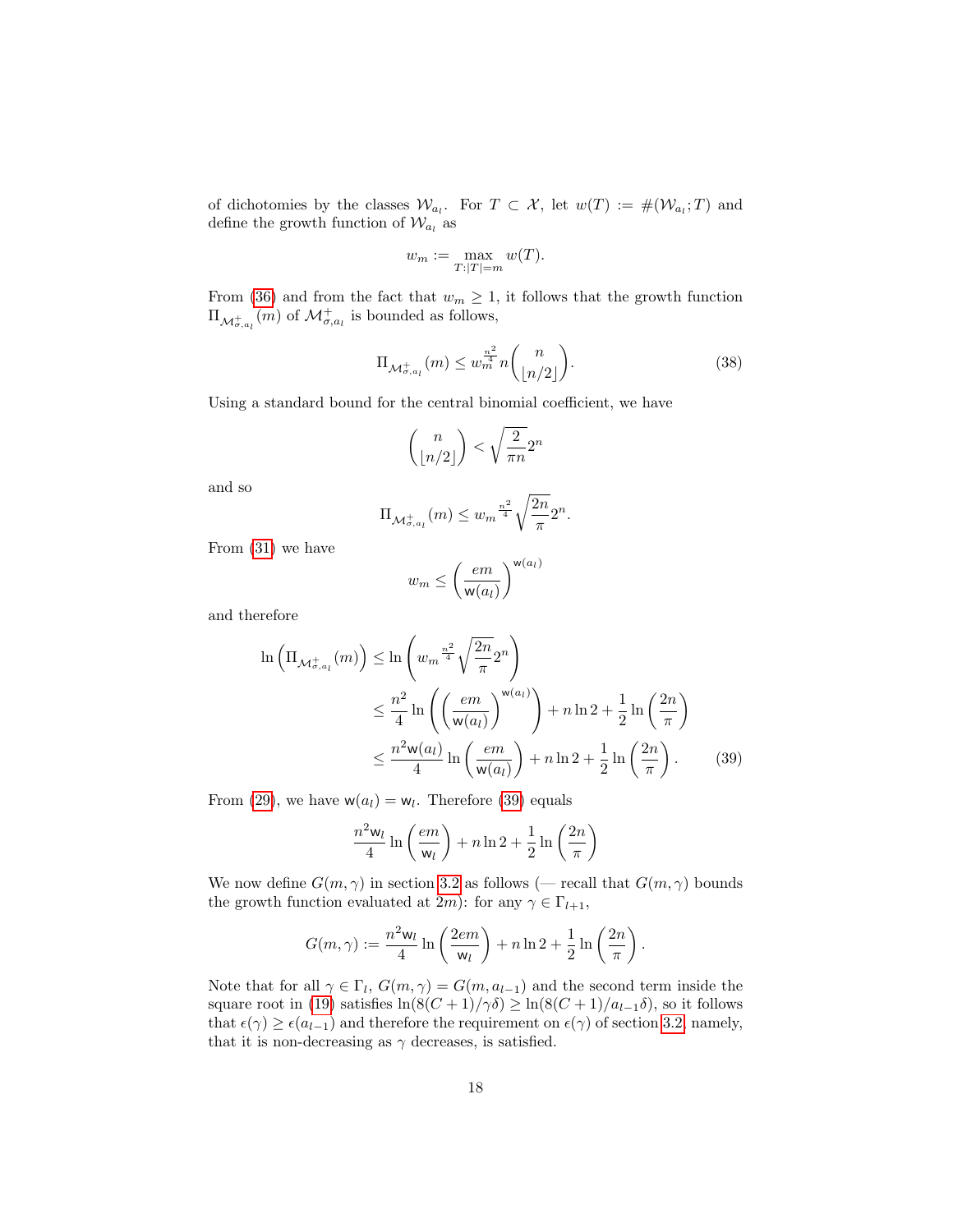of dichotomies by the classes $\mathcal{W}_{a_l}$. For $T \subset \mathcal{X}$, let $w(T) := \#(\mathcal{W}_{a_l}; T)$ and define the growth function of $\mathcal{W}_{a_l}$ as

$$w_m := \max_{T:|T|=m} w(T).$$

From (36) and from the fact that $w_m \geq 1$, it follows that the growth function $\Pi_{\mathcal{M}^+_{\sigma,a_l}}(m)$ of $\mathcal{M}^+_{\sigma,a_l}$ is bounded as follows,

$$\Pi_{\mathcal{M}^+_{\sigma,a_l}}(m) \leq w_m^{\frac{n^2}{4}} n \binom{n}{\lfloor n/2 \rfloor}. \tag{38}$$

Using a standard bound for the central binomial coefficient, we have

$$\binom{n}{\lfloor n/2 \rfloor} < \sqrt{\frac{2}{\pi n}} 2^n$$

and so

$$\Pi_{\mathcal{M}^+_{\sigma,a_l}}(m) \leq {w_m}^{\frac{n^2}{4}} \sqrt{\frac{2n}{\pi}} 2^n.$$

From (31) we have

$$w_m \leq \left(\frac{em}{\mathsf{w}(a_l)}\right)^{\mathsf{w}(a_l)}$$

and therefore

$$\begin{aligned}
\ln\left(\Pi_{\mathcal{M}^+_{\sigma,a_l}}(m)\right) &\leq \ln\left({w_m}^{\frac{n^2}{4}} \sqrt{\frac{2n}{\pi}} 2^n\right) \\
&\leq \frac{n^2}{4} \ln\left(\left(\frac{em}{\mathsf{w}(a_l)}\right)^{\mathsf{w}(a_l)}\right) + n\ln 2 + \frac{1}{2}\ln\left(\frac{2n}{\pi}\right) \\
&\leq \frac{n^2 \mathsf{w}(a_l)}{4} \ln\left(\frac{em}{\mathsf{w}(a_l)}\right) + n\ln 2 + \frac{1}{2}\ln\left(\frac{2n}{\pi}\right). \qquad (39)
\end{aligned}$$

From (29), we have $\mathsf{w}(a_l) = \mathsf{w}_l$. Therefore (39) equals

$$\frac{n^2 \mathsf{w}_l}{4} \ln\left(\frac{em}{\mathsf{w}_l}\right) + n\ln 2 + \frac{1}{2}\ln\left(\frac{2n}{\pi}\right)$$

We now define $G(m,\gamma)$ in section 3.2 as follows (— recall that $G(m,\gamma)$ bounds the growth function evaluated at $2m$): for any $\gamma \in \Gamma_{l+1}$,

$$G(m,\gamma) := \frac{n^2 \mathsf{w}_l}{4} \ln\left(\frac{2em}{\mathsf{w}_l}\right) + n\ln 2 + \frac{1}{2}\ln\left(\frac{2n}{\pi}\right).$$

Note that for all $\gamma \in \Gamma_l$, $G(m,\gamma) = G(m, a_{l-1})$ and the second term inside the square root in (19) satisfies $\ln(8(C+1)/\gamma\delta) \geq \ln(8(C+1)/a_{l-1}\delta)$, so it follows that $\epsilon(\gamma) \geq \epsilon(a_{l-1})$ and therefore the requirement on $\epsilon(\gamma)$ of section 3.2, namely, that it is non-decreasing as $\gamma$ decreases, is satisfied.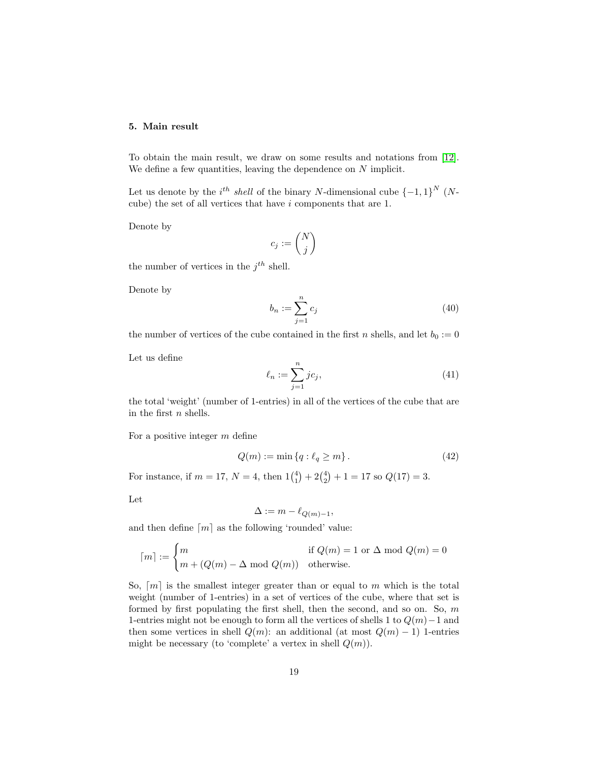## 5. Main result

To obtain the main result, we draw on some results and notations from [12]. We define a few quantities, leaving the dependence on $N$ implicit.

Let us denote by the $i^{th}$ *shell* of the binary $N$-dimensional cube $\{-1, 1\}^N$ ($N$-cube) the set of all vertices that have $i$ components that are 1.

Denote by

$$c_j := \binom{N}{j}$$

the number of vertices in the $j^{th}$ shell.

Denote by

$$b_n := \sum_{j=1}^{n} c_j \tag{40}$$

the number of vertices of the cube contained in the first $n$ shells, and let $b_0 := 0$

Let us define

$$\ell_n := \sum_{j=1}^{n} j c_j, \tag{41}$$

the total 'weight' (number of 1-entries) in all of the vertices of the cube that are in the first $n$ shells.

For a positive integer $m$ define

$$Q(m) := \min \{q : \ell_q \geq m\}. \tag{42}$$

For instance, if $m = 17$, $N = 4$, then $1\binom{4}{1} + 2\binom{4}{2} + 1 = 17$ so $Q(17) = 3$.

Let

$$\Delta := m - \ell_{Q(m)-1},$$

and then define $\lceil m \rceil$ as the following 'rounded' value:

$$\lceil m \rceil := \begin{cases} m & \text{if } Q(m) = 1 \text{ or } \Delta \bmod Q(m) = 0 \\ m + (Q(m) - \Delta \bmod Q(m)) & \text{otherwise.} \end{cases}$$

So, $\lceil m \rceil$ is the smallest integer greater than or equal to $m$ which is the total weight (number of 1-entries) in a set of vertices of the cube, where that set is formed by first populating the first shell, then the second, and so on. So, $m$ 1-entries might not be enough to form all the vertices of shells 1 to $Q(m)-1$ and then some vertices in shell $Q(m)$: an additional (at most $Q(m) - 1$) 1-entries might be necessary (to 'complete' a vertex in shell $Q(m)$).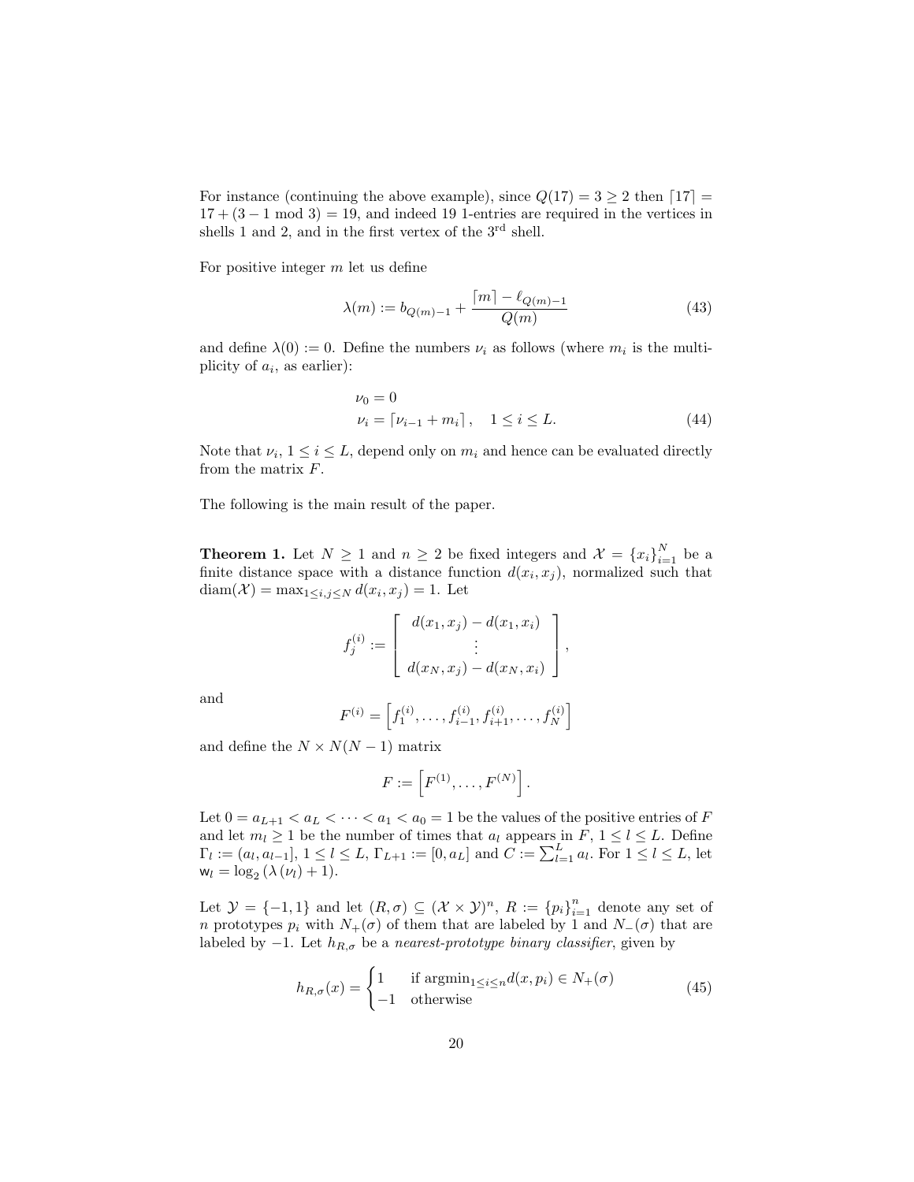For instance (continuing the above example), since $Q(17) = 3 \geq 2$ then $\lceil 17 \rceil = 17 + (3 - 1 \bmod 3) = 19$, and indeed 19 1-entries are required in the vertices in shells 1 and 2, and in the first vertex of the 3rd shell.

For positive integer $m$ let us define

$$\lambda(m) := b_{Q(m)-1} + \frac{\lceil m \rceil - \ell_{Q(m)-1}}{Q(m)} \tag{43}$$

and define $\lambda(0) := 0$. Define the numbers $\nu_i$ as follows (where $m_i$ is the multiplicity of $a_i$, as earlier):

$$\begin{aligned} \nu_0 &= 0 \\ \nu_i &= \lceil \nu_{i-1} + m_i \rceil, \quad 1 \leq i \leq L. \end{aligned} \tag{44}$$

Note that $\nu_i$, $1 \leq i \leq L$, depend only on $m_i$ and hence can be evaluated directly from the matrix $F$.

The following is the main result of the paper.

**Theorem 1.** Let $N \geq 1$ and $n \geq 2$ be fixed integers and $\mathcal{X} = \{x_i\}_{i=1}^N$ be a finite distance space with a distance function $d(x_i, x_j)$, normalized such that $\mathrm{diam}(\mathcal{X}) = \max_{1 \leq i,j \leq N} d(x_i, x_j) = 1$. Let

$$f_j^{(i)} := \begin{bmatrix} d(x_1, x_j) - d(x_1, x_i) \\ \vdots \\ d(x_N, x_j) - d(x_N, x_i) \end{bmatrix},$$

and

$$F^{(i)} = \left[ f_1^{(i)}, \ldots, f_{i-1}^{(i)}, f_{i+1}^{(i)}, \ldots, f_N^{(i)} \right]$$

and define the $N \times N(N-1)$ matrix

$$F := \left[ F^{(1)}, \ldots, F^{(N)} \right].$$

Let $0 = a_{L+1} < a_L < \cdots < a_1 < a_0 = 1$ be the values of the positive entries of $F$ and let $m_l \geq 1$ be the number of times that $a_l$ appears in $F$, $1 \leq l \leq L$. Define $\Gamma_l := (a_l, a_{l-1}]$, $1 \leq l \leq L$, $\Gamma_{L+1} := [0, a_L]$ and $C := \sum_{l=1}^L a_l$. For $1 \leq l \leq L$, let $\mathsf{w}_l = \log_2 \left( \lambda \left( \nu_l \right) + 1 \right)$.

Let $\mathcal{Y} = \{-1, 1\}$ and let $(R, \sigma) \subseteq (\mathcal{X} \times \mathcal{Y})^n$, $R := \{p_i\}_{i=1}^n$ denote any set of $n$ prototypes $p_i$ with $N_+(\sigma)$ of them that are labeled by 1 and $N_-(\sigma)$ that are labeled by $-1$. Let $h_{R,\sigma}$ be a *nearest-prototype binary classifier*, given by

$$h_{R,\sigma}(x) = \begin{cases} 1 & \text{if } \mathrm{argmin}_{1 \leq i \leq n} d(x, p_i) \in N_+(\sigma) \\ -1 & \text{otherwise} \end{cases} \tag{45}$$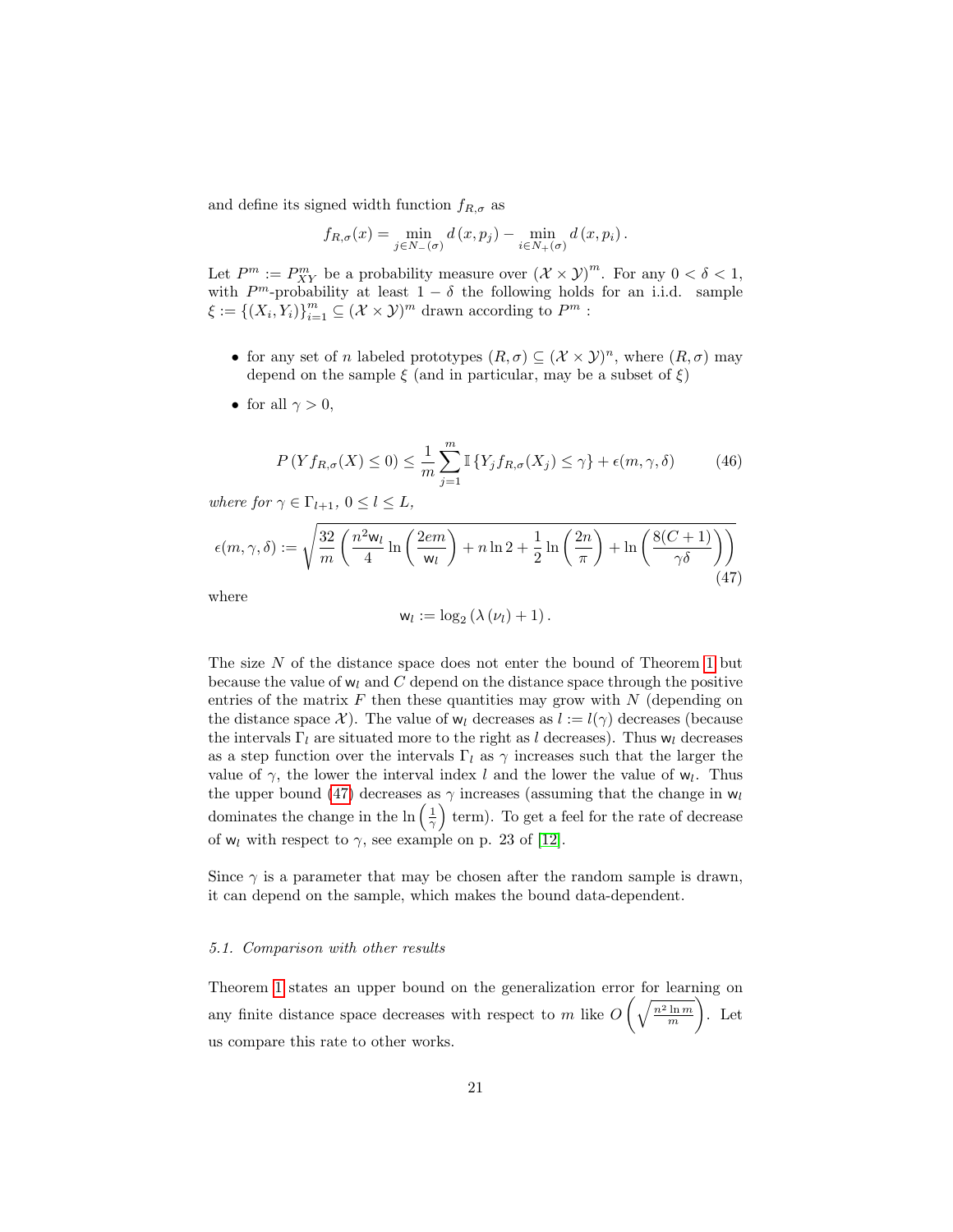and define its signed width function $f_{R,\sigma}$ as

$$f_{R,\sigma}(x) = \min_{j \in N_-(\sigma)} d(x, p_j) - \min_{i \in N_+(\sigma)} d(x, p_i).$$

Let $P^m := P^m_{XY}$ be a probability measure over $(\mathcal{X} \times \mathcal{Y})^m$. For any $0 < \delta < 1$, with $P^m$-probability at least $1 - \delta$ the following holds for an i.i.d. sample $\xi := \{(X_i, Y_i)\}_{i=1}^m \subseteq (\mathcal{X} \times \mathcal{Y})^m$ drawn according to $P^m$ :

- for any set of $n$ labeled prototypes $(R, \sigma) \subseteq (\mathcal{X} \times \mathcal{Y})^n$, where $(R, \sigma)$ may depend on the sample $\xi$ (and in particular, may be a subset of $\xi$)
- for all $\gamma > 0$,

$$P(Y f_{R,\sigma}(X) \leq 0) \leq \frac{1}{m} \sum_{j=1}^{m} \mathbb{I}\{Y_j f_{R,\sigma}(X_j) \leq \gamma\} + \epsilon(m, \gamma, \delta) \tag{46}$$

*where for* $\gamma \in \Gamma_{l+1}$, $0 \leq l \leq L$,

$$\epsilon(m, \gamma, \delta) := \sqrt{\frac{32}{m}\left(\frac{n^2 \mathsf{w}_l}{4} \ln\left(\frac{2em}{\mathsf{w}_l}\right) + n \ln 2 + \frac{1}{2}\ln\left(\frac{2n}{\pi}\right) + \ln\left(\frac{8(C+1)}{\gamma\delta}\right)\right)} \tag{47}$$

where

$$\mathsf{w}_l := \log_2(\lambda(\nu_l) + 1).$$

The size $N$ of the distance space does not enter the bound of Theorem 1 but because the value of $\mathsf{w}_l$ and $C$ depend on the distance space through the positive entries of the matrix $F$ then these quantities may grow with $N$ (depending on the distance space $\mathcal{X}$). The value of $\mathsf{w}_l$ decreases as $l := l(\gamma)$ decreases (because the intervals $\Gamma_l$ are situated more to the right as $l$ decreases). Thus $\mathsf{w}_l$ decreases as a step function over the intervals $\Gamma_l$ as $\gamma$ increases such that the larger the value of $\gamma$, the lower the interval index $l$ and the lower the value of $\mathsf{w}_l$. Thus the upper bound (47) decreases as $\gamma$ increases (assuming that the change in $\mathsf{w}_l$ dominates the change in the $\ln\left(\frac{1}{\gamma}\right)$ term). To get a feel for the rate of decrease of $\mathsf{w}_l$ with respect to $\gamma$, see example on p. 23 of [12].

Since $\gamma$ is a parameter that may be chosen after the random sample is drawn, it can depend on the sample, which makes the bound data-dependent.

### *5.1. Comparison with other results*

Theorem 1 states an upper bound on the generalization error for learning on any finite distance space decreases with respect to $m$ like $O\left(\sqrt{\frac{n^2 \ln m}{m}}\right)$. Let us compare this rate to other works.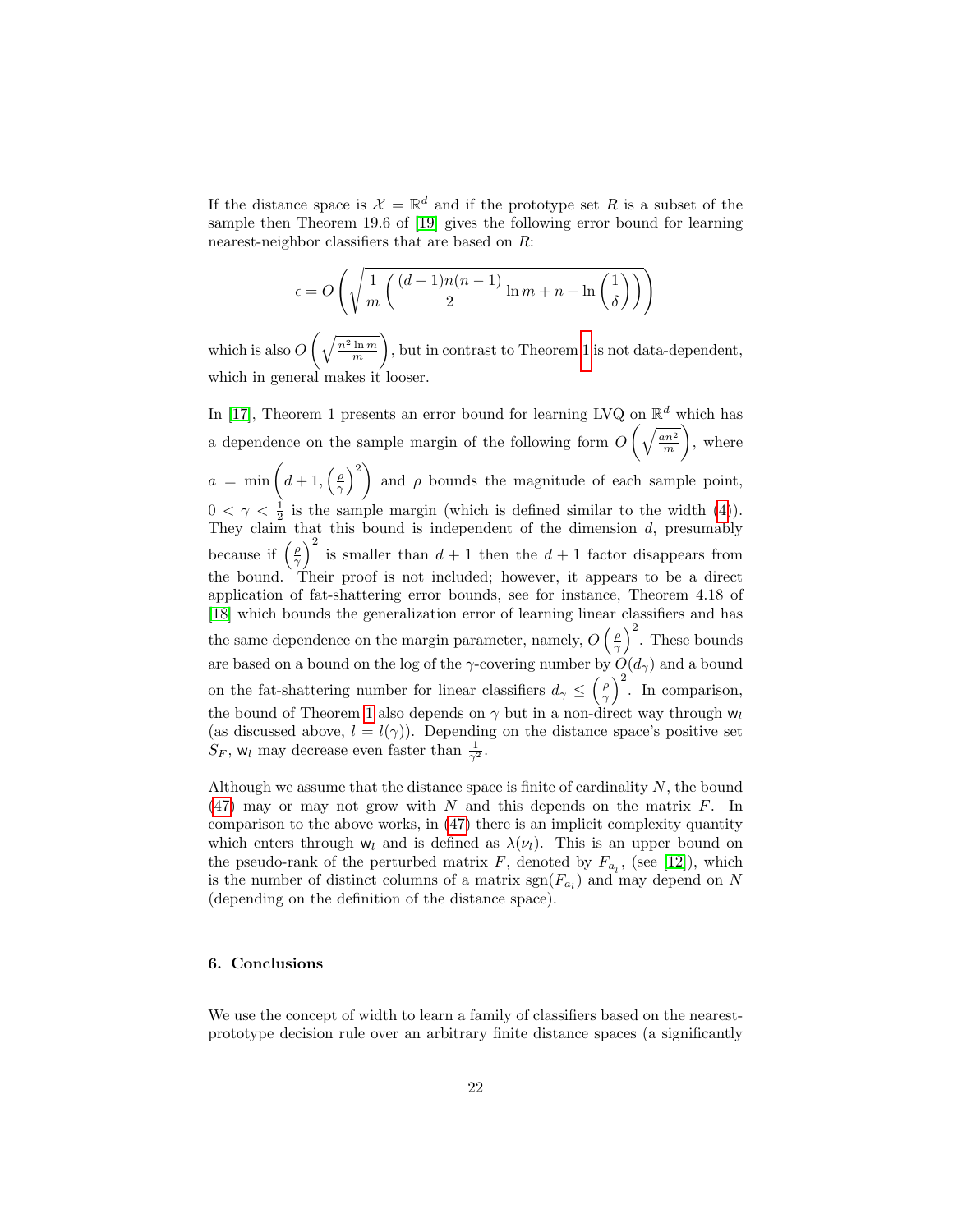If the distance space is $\mathcal{X} = \mathbb{R}^d$ and if the prototype set $R$ is a subset of the sample then Theorem 19.6 of [19] gives the following error bound for learning nearest-neighbor classifiers that are based on $R$:

$$\epsilon = O\left(\sqrt{\frac{1}{m}\left(\frac{(d+1)n(n-1)}{2}\ln m + n + \ln\left(\frac{1}{\delta}\right)\right)}\right)$$

which is also $O\left(\sqrt{\frac{n^2 \ln m}{m}}\right)$, but in contrast to Theorem 1 is not data-dependent, which in general makes it looser.

In [17], Theorem 1 presents an error bound for learning LVQ on $\mathbb{R}^d$ which has a dependence on the sample margin of the following form $O\left(\sqrt{\frac{an^2}{m}}\right)$, where $a = \min\left(d+1, \left(\frac{\rho}{\gamma}\right)^2\right)$ and $\rho$ bounds the magnitude of each sample point, $0 < \gamma < \frac{1}{2}$ is the sample margin (which is defined similar to the width (4)). They claim that this bound is independent of the dimension $d$, presumably because if $\left(\frac{\rho}{\gamma}\right)^2$ is smaller than $d+1$ then the $d+1$ factor disappears from the bound. Their proof is not included; however, it appears to be a direct application of fat-shattering error bounds, see for instance, Theorem 4.18 of [18] which bounds the generalization error of learning linear classifiers and has the same dependence on the margin parameter, namely, $O\left(\frac{\rho}{\gamma}\right)^2$. These bounds are based on a bound on the log of the $\gamma$-covering number by $O(d_\gamma)$ and a bound on the fat-shattering number for linear classifiers $d_\gamma \leq \left(\frac{\rho}{\gamma}\right)^2$. In comparison, the bound of Theorem 1 also depends on $\gamma$ but in a non-direct way through $\mathsf{w}_l$ (as discussed above, $l = l(\gamma)$). Depending on the distance space's positive set $S_F$, $\mathsf{w}_l$ may decrease even faster than $\frac{1}{\gamma^2}$.

Although we assume that the distance space is finite of cardinality $N$, the bound (47) may or may not grow with $N$ and this depends on the matrix $F$. In comparison to the above works, in (47) there is an implicit complexity quantity which enters through $\mathsf{w}_l$ and is defined as $\lambda(\nu_l)$. This is an upper bound on the pseudo-rank of the perturbed matrix $F$, denoted by $F_{a_l}$, (see [12]), which is the number of distinct columns of a matrix $\text{sgn}(F_{a_l})$ and may depend on $N$ (depending on the definition of the distance space).

## 6. Conclusions

We use the concept of width to learn a family of classifiers based on the nearest-prototype decision rule over an arbitrary finite distance spaces (a significantly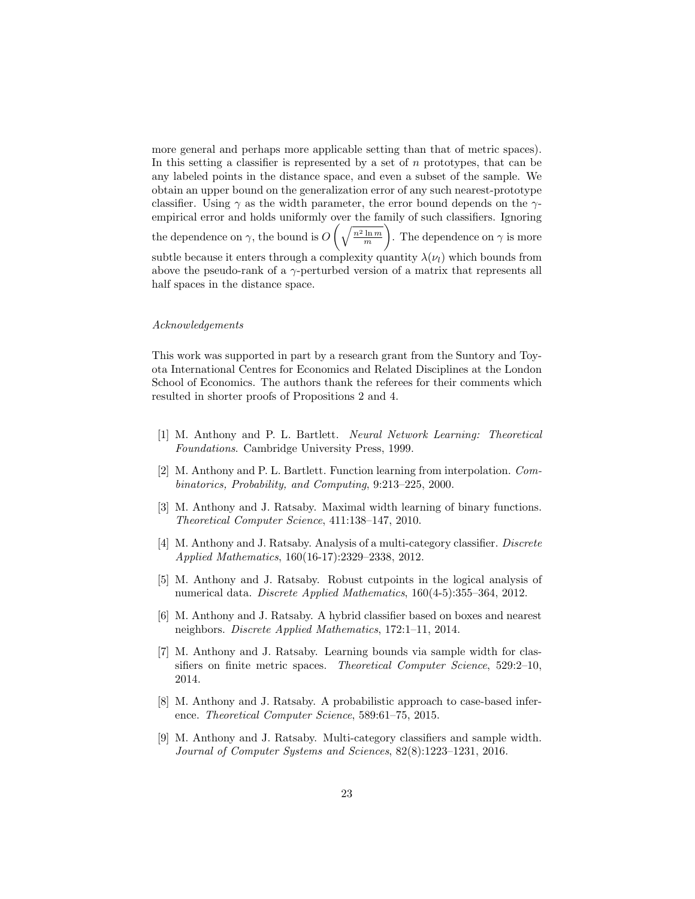more general and perhaps more applicable setting than that of metric spaces). In this setting a classifier is represented by a set of $n$ prototypes, that can be any labeled points in the distance space, and even a subset of the sample. We obtain an upper bound on the generalization error of any such nearest-prototype classifier. Using $\gamma$ as the width parameter, the error bound depends on the $\gamma$-empirical error and holds uniformly over the family of such classifiers. Ignoring the dependence on $\gamma$, the bound is $O\left(\sqrt{\frac{n^2 \ln m}{m}}\right)$. The dependence on $\gamma$ is more subtle because it enters through a complexity quantity $\lambda(\nu_l)$ which bounds from above the pseudo-rank of a $\gamma$-perturbed version of a matrix that represents all half spaces in the distance space.

*Acknowledgements*

This work was supported in part by a research grant from the Suntory and Toyota International Centres for Economics and Related Disciplines at the London School of Economics. The authors thank the referees for their comments which resulted in shorter proofs of Propositions 2 and 4.

[1] M. Anthony and P. L. Bartlett. *Neural Network Learning: Theoretical Foundations*. Cambridge University Press, 1999.

[2] M. Anthony and P. L. Bartlett. Function learning from interpolation. *Combinatorics, Probability, and Computing*, 9:213–225, 2000.

[3] M. Anthony and J. Ratsaby. Maximal width learning of binary functions. *Theoretical Computer Science*, 411:138–147, 2010.

[4] M. Anthony and J. Ratsaby. Analysis of a multi-category classifier. *Discrete Applied Mathematics*, 160(16-17):2329–2338, 2012.

[5] M. Anthony and J. Ratsaby. Robust cutpoints in the logical analysis of numerical data. *Discrete Applied Mathematics*, 160(4-5):355–364, 2012.

[6] M. Anthony and J. Ratsaby. A hybrid classifier based on boxes and nearest neighbors. *Discrete Applied Mathematics*, 172:1–11, 2014.

[7] M. Anthony and J. Ratsaby. Learning bounds via sample width for classifiers on finite metric spaces. *Theoretical Computer Science*, 529:2–10, 2014.

[8] M. Anthony and J. Ratsaby. A probabilistic approach to case-based inference. *Theoretical Computer Science*, 589:61–75, 2015.

[9] M. Anthony and J. Ratsaby. Multi-category classifiers and sample width. *Journal of Computer Systems and Sciences*, 82(8):1223–1231, 2016.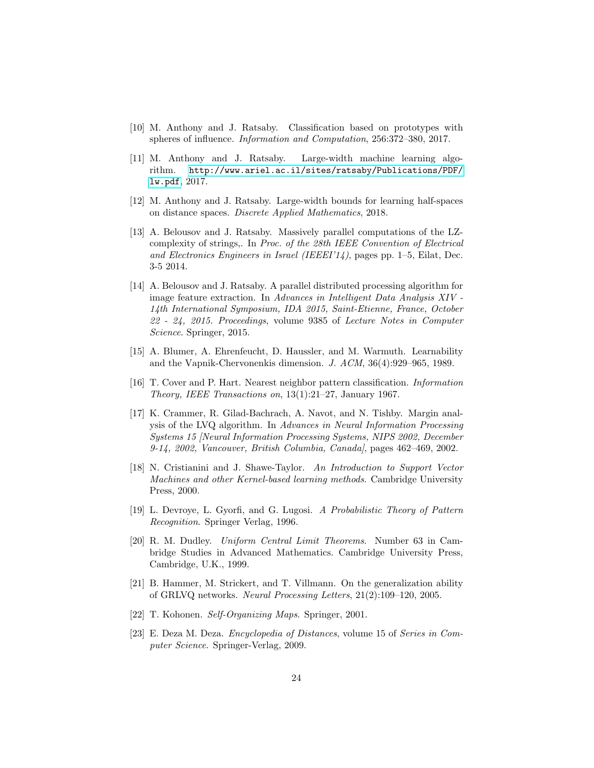[10] M. Anthony and J. Ratsaby. Classification based on prototypes with spheres of influence. *Information and Computation*, 256:372–380, 2017.

[11] M. Anthony and J. Ratsaby. Large-width machine learning algorithm. `http://www.ariel.ac.il/sites/ratsaby/Publications/PDF/lw.pdf`, 2017.

[12] M. Anthony and J. Ratsaby. Large-width bounds for learning half-spaces on distance spaces. *Discrete Applied Mathematics*, 2018.

[13] A. Belousov and J. Ratsaby. Massively parallel computations of the LZ-complexity of strings,. In *Proc. of the 28th IEEE Convention of Electrical and Electronics Engineers in Israel (IEEEI'14)*, pages pp. 1–5, Eilat, Dec. 3-5 2014.

[14] A. Belousov and J. Ratsaby. A parallel distributed processing algorithm for image feature extraction. In *Advances in Intelligent Data Analysis XIV - 14th International Symposium, IDA 2015, Saint-Etienne, France, October 22 - 24, 2015. Proceedings*, volume 9385 of *Lecture Notes in Computer Science*. Springer, 2015.

[15] A. Blumer, A. Ehrenfeucht, D. Haussler, and M. Warmuth. Learnability and the Vapnik-Chervonenkis dimension. *J. ACM*, 36(4):929–965, 1989.

[16] T. Cover and P. Hart. Nearest neighbor pattern classification. *Information Theory, IEEE Transactions on*, 13(1):21–27, January 1967.

[17] K. Crammer, R. Gilad-Bachrach, A. Navot, and N. Tishby. Margin analysis of the LVQ algorithm. In *Advances in Neural Information Processing Systems 15 [Neural Information Processing Systems, NIPS 2002, December 9-14, 2002, Vancouver, British Columbia, Canada]*, pages 462–469, 2002.

[18] N. Cristianini and J. Shawe-Taylor. *An Introduction to Support Vector Machines and other Kernel-based learning methods*. Cambridge University Press, 2000.

[19] L. Devroye, L. Gyorfi, and G. Lugosi. *A Probabilistic Theory of Pattern Recognition*. Springer Verlag, 1996.

[20] R. M. Dudley. *Uniform Central Limit Theorems*. Number 63 in Cambridge Studies in Advanced Mathematics. Cambridge University Press, Cambridge, U.K., 1999.

[21] B. Hammer, M. Strickert, and T. Villmann. On the generalization ability of GRLVQ networks. *Neural Processing Letters*, 21(2):109–120, 2005.

[22] T. Kohonen. *Self-Organizing Maps*. Springer, 2001.

[23] E. Deza M. Deza. *Encyclopedia of Distances*, volume 15 of *Series in Computer Science*. Springer-Verlag, 2009.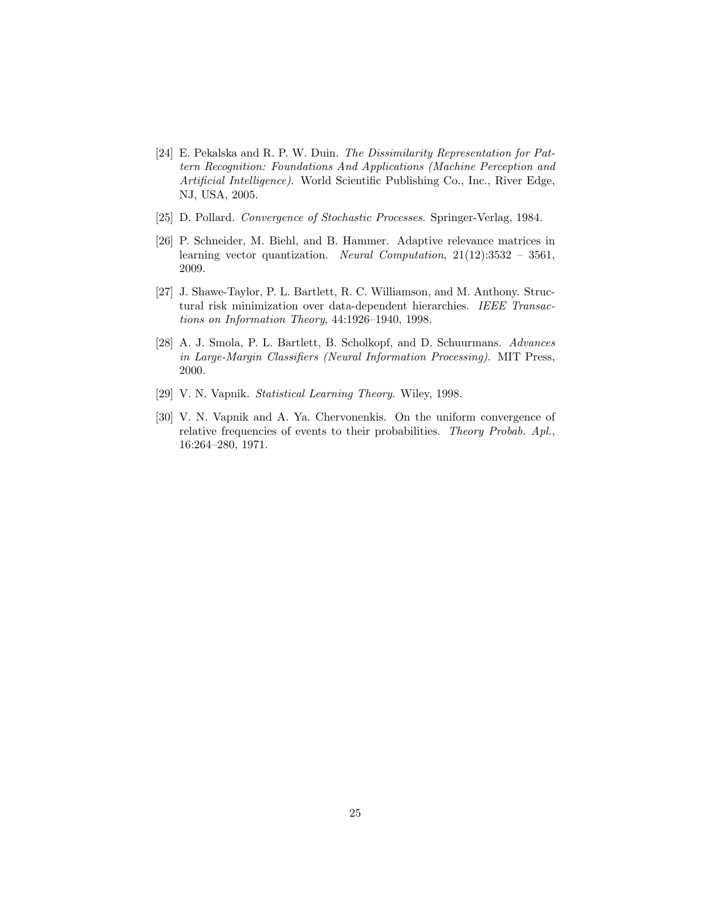[24] E. Pekalska and R. P. W. Duin. *The Dissimilarity Representation for Pattern Recognition: Foundations And Applications (Machine Perception and Artificial Intelligence)*. World Scientific Publishing Co., Inc., River Edge, NJ, USA, 2005.

[25] D. Pollard. *Convergence of Stochastic Processes*. Springer-Verlag, 1984.

[26] P. Schneider, M. Biehl, and B. Hammer. Adaptive relevance matrices in learning vector quantization. *Neural Computation*, 21(12):3532 – 3561, 2009.

[27] J. Shawe-Taylor, P. L. Bartlett, R. C. Williamson, and M. Anthony. Structural risk minimization over data-dependent hierarchies. *IEEE Transactions on Information Theory*, 44:1926–1940, 1998.

[28] A. J. Smola, P. L. Bartlett, B. Scholkopf, and D. Schuurmans. *Advances in Large-Margin Classifiers (Neural Information Processing)*. MIT Press, 2000.

[29] V. N. Vapnik. *Statistical Learning Theory*. Wiley, 1998.

[30] V. N. Vapnik and A. Ya. Chervonenkis. On the uniform convergence of relative frequencies of events to their probabilities. *Theory Probab. Apl.*, 16:264–280, 1971.